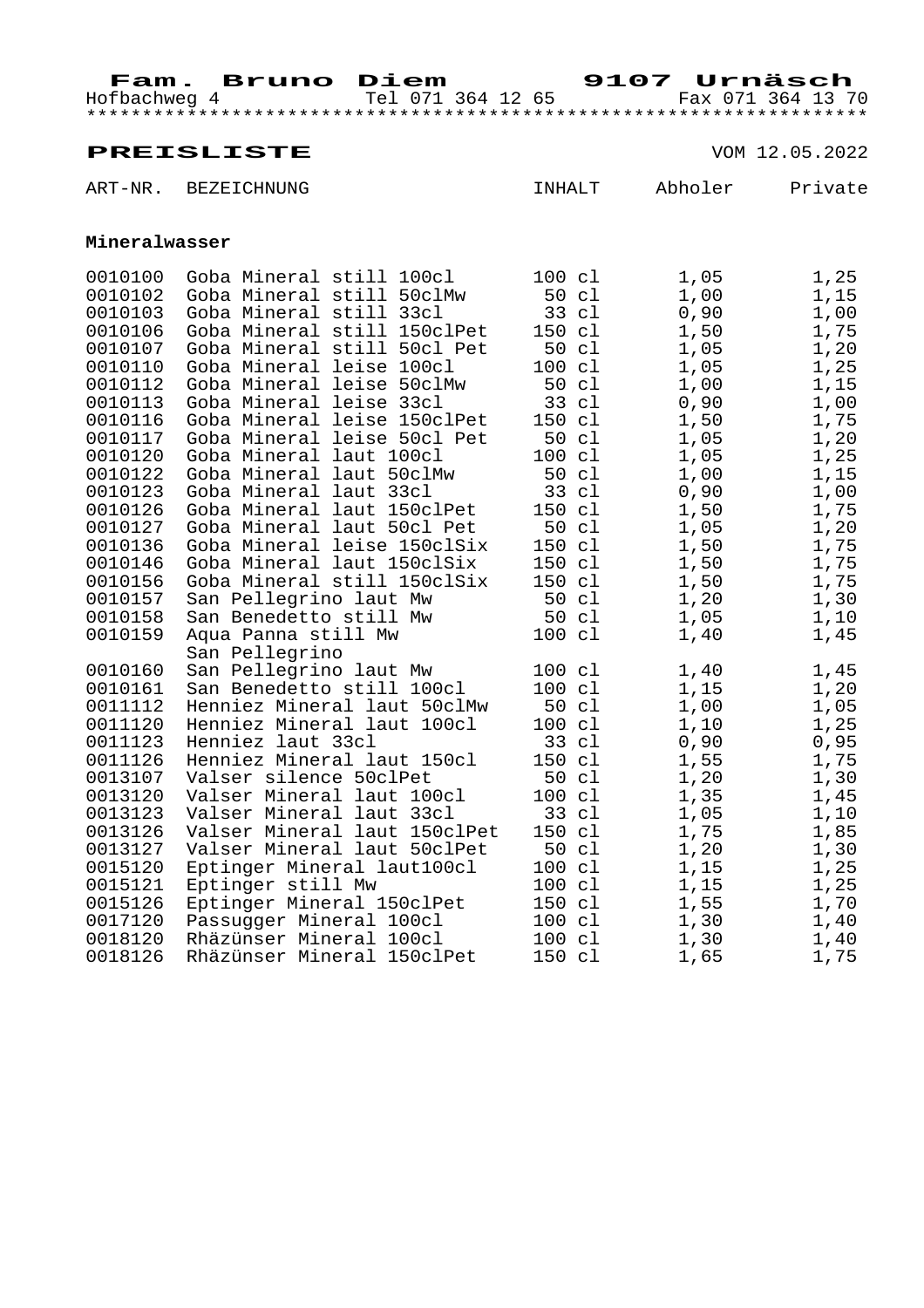**Fam. Bruno Diem** **9107 Urnäsch**

Hofbachweg 4 Tel 071 364 12 65 Fax 071 364 13 70

*******************************************************************

## PREISLISTE

VOM 12.05.2022

| ART-NR. | BEZEICHNUNG | INHALT | Abholer | Private |
|---|---|---|---|---|
| **Mineralwasser** | | | | |
| 0010100 | Goba Mineral still 100cl | 100 cl | 1,05 | 1,25 |
| 0010102 | Goba Mineral still 50clMw | 50 cl | 1,00 | 1,15 |
| 0010103 | Goba Mineral still 33cl | 33 cl | 0,90 | 1,00 |
| 0010106 | Goba Mineral still 150clPet | 150 cl | 1,50 | 1,75 |
| 0010107 | Goba Mineral still 50cl Pet | 50 cl | 1,05 | 1,20 |
| 0010110 | Goba Mineral leise 100cl | 100 cl | 1,05 | 1,25 |
| 0010112 | Goba Mineral leise 50clMw | 50 cl | 1,00 | 1,15 |
| 0010113 | Goba Mineral leise 33cl | 33 cl | 0,90 | 1,00 |
| 0010116 | Goba Mineral leise 150clPet | 150 cl | 1,50 | 1,75 |
| 0010117 | Goba Mineral leise 50cl Pet | 50 cl | 1,05 | 1,20 |
| 0010120 | Goba Mineral laut 100cl | 100 cl | 1,05 | 1,25 |
| 0010122 | Goba Mineral laut 50clMw | 50 cl | 1,00 | 1,15 |
| 0010123 | Goba Mineral laut 33cl | 33 cl | 0,90 | 1,00 |
| 0010126 | Goba Mineral laut 150clPet | 150 cl | 1,50 | 1,75 |
| 0010127 | Goba Mineral laut 50cl Pet | 50 cl | 1,05 | 1,20 |
| 0010136 | Goba Mineral leise 150clSix | 150 cl | 1,50 | 1,75 |
| 0010146 | Goba Mineral laut 150clSix | 150 cl | 1,50 | 1,75 |
| 0010156 | Goba Mineral still 150clSix | 150 cl | 1,50 | 1,75 |
| 0010157 | San Pellegrino laut Mw | 50 cl | 1,20 | 1,30 |
| 0010158 | San Benedetto still Mw | 50 cl | 1,05 | 1,10 |
| 0010159 | Aqua Panna still Mw<br>San Pellegrino | 100 cl | 1,40 | 1,45 |
| 0010160 | San Pellegrino laut Mw | 100 cl | 1,40 | 1,45 |
| 0010161 | San Benedetto still 100cl | 100 cl | 1,15 | 1,20 |
| 0011112 | Henniez Mineral laut 50clMw | 50 cl | 1,00 | 1,05 |
| 0011120 | Henniez Mineral laut 100cl | 100 cl | 1,10 | 1,25 |
| 0011123 | Henniez laut 33cl | 33 cl | 0,90 | 0,95 |
| 0011126 | Henniez Mineral laut 150cl | 150 cl | 1,55 | 1,75 |
| 0013107 | Valser silence 50clPet | 50 cl | 1,20 | 1,30 |
| 0013120 | Valser Mineral laut 100cl | 100 cl | 1,35 | 1,45 |
| 0013123 | Valser Mineral laut 33cl | 33 cl | 1,05 | 1,10 |
| 0013126 | Valser Mineral laut 150clPet | 150 cl | 1,75 | 1,85 |
| 0013127 | Valser Mineral laut 50clPet | 50 cl | 1,20 | 1,30 |
| 0015120 | Eptinger Mineral laut100cl | 100 cl | 1,15 | 1,25 |
| 0015121 | Eptinger still Mw | 100 cl | 1,15 | 1,25 |
| 0015126 | Eptinger Mineral 150clPet | 150 cl | 1,55 | 1,70 |
| 0017120 | Passugger Mineral 100cl | 100 cl | 1,30 | 1,40 |
| 0018120 | Rhäzünser Mineral 100cl | 100 cl | 1,30 | 1,40 |
| 0018126 | Rhäzünser Mineral 150clPet | 150 cl | 1,65 | 1,75 |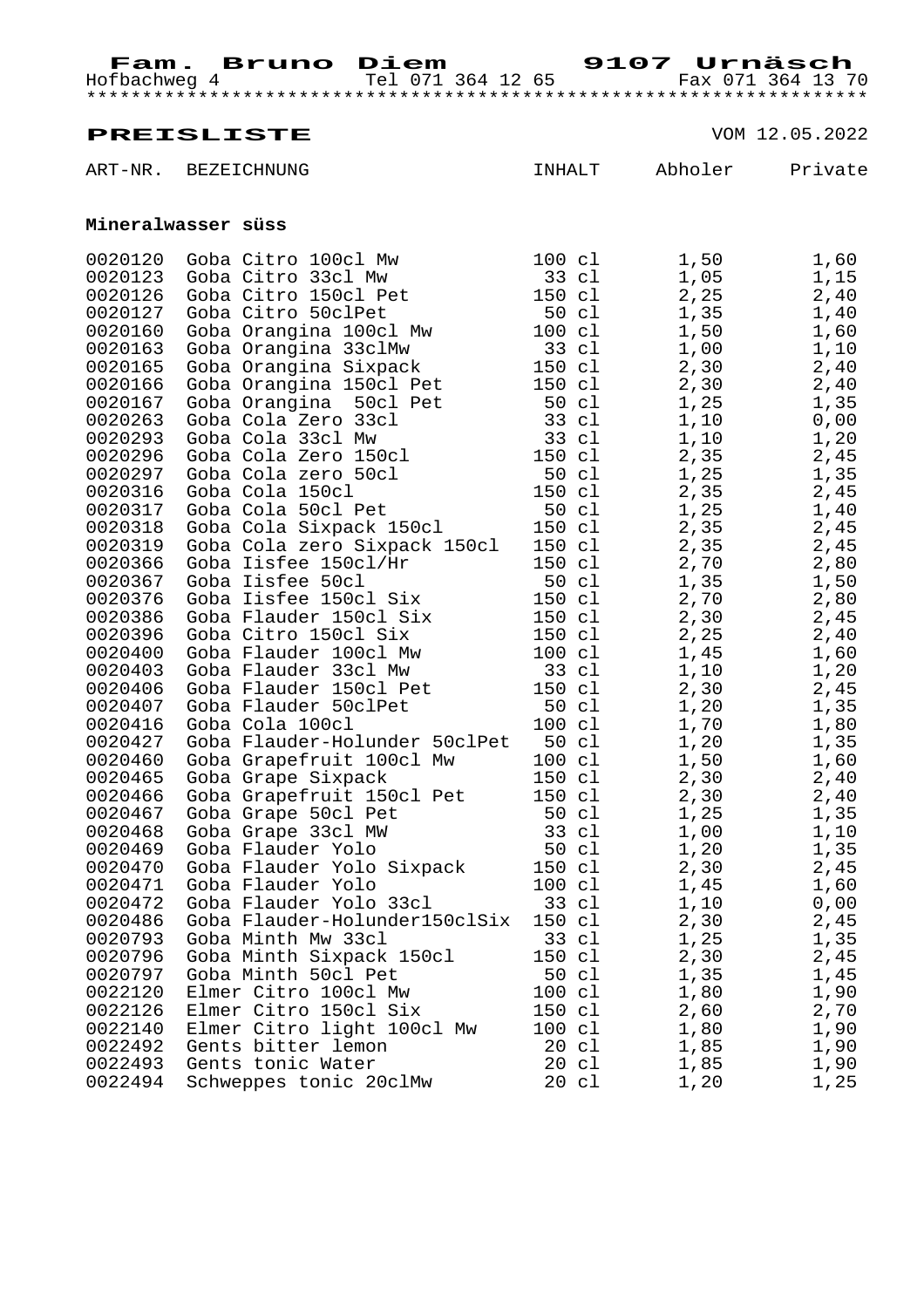**Fam. Bruno Diem** **9107 Urnäsch**
Hofbachweg 4 Tel 071 364 12 65 Fax 071 364 13 70

***********************************************************************

**PREISLISTE** VOM 12.05.2022

| ART-NR. | BEZEICHNUNG | INHALT | Abholer | Private |
|---|---|---|---|---|
| **Mineralwasser süss** | | | | |
| 0020120 | Goba Citro 100cl Mw | 100 cl | 1,50 | 1,60 |
| 0020123 | Goba Citro 33cl Mw | 33 cl | 1,05 | 1,15 |
| 0020126 | Goba Citro 150cl Pet | 150 cl | 2,25 | 2,40 |
| 0020127 | Goba Citro 50clPet | 50 cl | 1,35 | 1,40 |
| 0020160 | Goba Orangina 100cl Mw | 100 cl | 1,50 | 1,60 |
| 0020163 | Goba Orangina 33clMw | 33 cl | 1,00 | 1,10 |
| 0020165 | Goba Orangina Sixpack | 150 cl | 2,30 | 2,40 |
| 0020166 | Goba Orangina 150cl Pet | 150 cl | 2,30 | 2,40 |
| 0020167 | Goba Orangina 50cl Pet | 50 cl | 1,25 | 1,35 |
| 0020263 | Goba Cola Zero 33cl | 33 cl | 1,10 | 0,00 |
| 0020293 | Goba Cola 33cl Mw | 33 cl | 1,10 | 1,20 |
| 0020296 | Goba Cola Zero 150cl | 150 cl | 2,35 | 2,45 |
| 0020297 | Goba Cola zero 50cl | 50 cl | 1,25 | 1,35 |
| 0020316 | Goba Cola 150cl | 150 cl | 2,35 | 2,45 |
| 0020317 | Goba Cola 50cl Pet | 50 cl | 1,25 | 1,40 |
| 0020318 | Goba Cola Sixpack 150cl | 150 cl | 2,35 | 2,45 |
| 0020319 | Goba Cola zero Sixpack 150cl | 150 cl | 2,35 | 2,45 |
| 0020366 | Goba Iisfee 150cl/Hr | 150 cl | 2,70 | 2,80 |
| 0020367 | Goba Iisfee 50cl | 50 cl | 1,35 | 1,50 |
| 0020376 | Goba Iisfee 150cl Six | 150 cl | 2,70 | 2,80 |
| 0020386 | Goba Flauder 150cl Six | 150 cl | 2,30 | 2,45 |
| 0020396 | Goba Citro 150cl Six | 150 cl | 2,25 | 2,40 |
| 0020400 | Goba Flauder 100cl Mw | 100 cl | 1,45 | 1,60 |
| 0020403 | Goba Flauder 33cl Mw | 33 cl | 1,10 | 1,20 |
| 0020406 | Goba Flauder 150cl Pet | 150 cl | 2,30 | 2,45 |
| 0020407 | Goba Flauder 50clPet | 50 cl | 1,20 | 1,35 |
| 0020416 | Goba Cola 100cl | 100 cl | 1,70 | 1,80 |
| 0020427 | Goba Flauder-Holunder 50clPet | 50 cl | 1,20 | 1,35 |
| 0020460 | Goba Grapefruit 100cl Mw | 100 cl | 1,50 | 1,60 |
| 0020465 | Goba Grape Sixpack | 150 cl | 2,30 | 2,40 |
| 0020466 | Goba Grapefruit 150cl Pet | 150 cl | 2,30 | 2,40 |
| 0020467 | Goba Grape 50cl Pet | 50 cl | 1,25 | 1,35 |
| 0020468 | Goba Grape 33cl MW | 33 cl | 1,00 | 1,10 |
| 0020469 | Goba Flauder Yolo | 50 cl | 1,20 | 1,35 |
| 0020470 | Goba Flauder Yolo Sixpack | 150 cl | 2,30 | 2,45 |
| 0020471 | Goba Flauder Yolo | 100 cl | 1,45 | 1,60 |
| 0020472 | Goba Flauder Yolo 33cl | 33 cl | 1,10 | 0,00 |
| 0020486 | Goba Flauder-Holunder150clSix | 150 cl | 2,30 | 2,45 |
| 0020793 | Goba Minth Mw 33cl | 33 cl | 1,25 | 1,35 |
| 0020796 | Goba Minth Sixpack 150cl | 150 cl | 2,30 | 2,45 |
| 0020797 | Goba Minth 50cl Pet | 50 cl | 1,35 | 1,45 |
| 0022120 | Elmer Citro 100cl Mw | 100 cl | 1,80 | 1,90 |
| 0022126 | Elmer Citro 150cl Six | 150 cl | 2,60 | 2,70 |
| 0022140 | Elmer Citro light 100cl Mw | 100 cl | 1,80 | 1,90 |
| 0022492 | Gents bitter lemon | 20 cl | 1,85 | 1,90 |
| 0022493 | Gents tonic Water | 20 cl | 1,85 | 1,90 |
| 0022494 | Schweppes tonic 20clMw | 20 cl | 1,20 | 1,25 |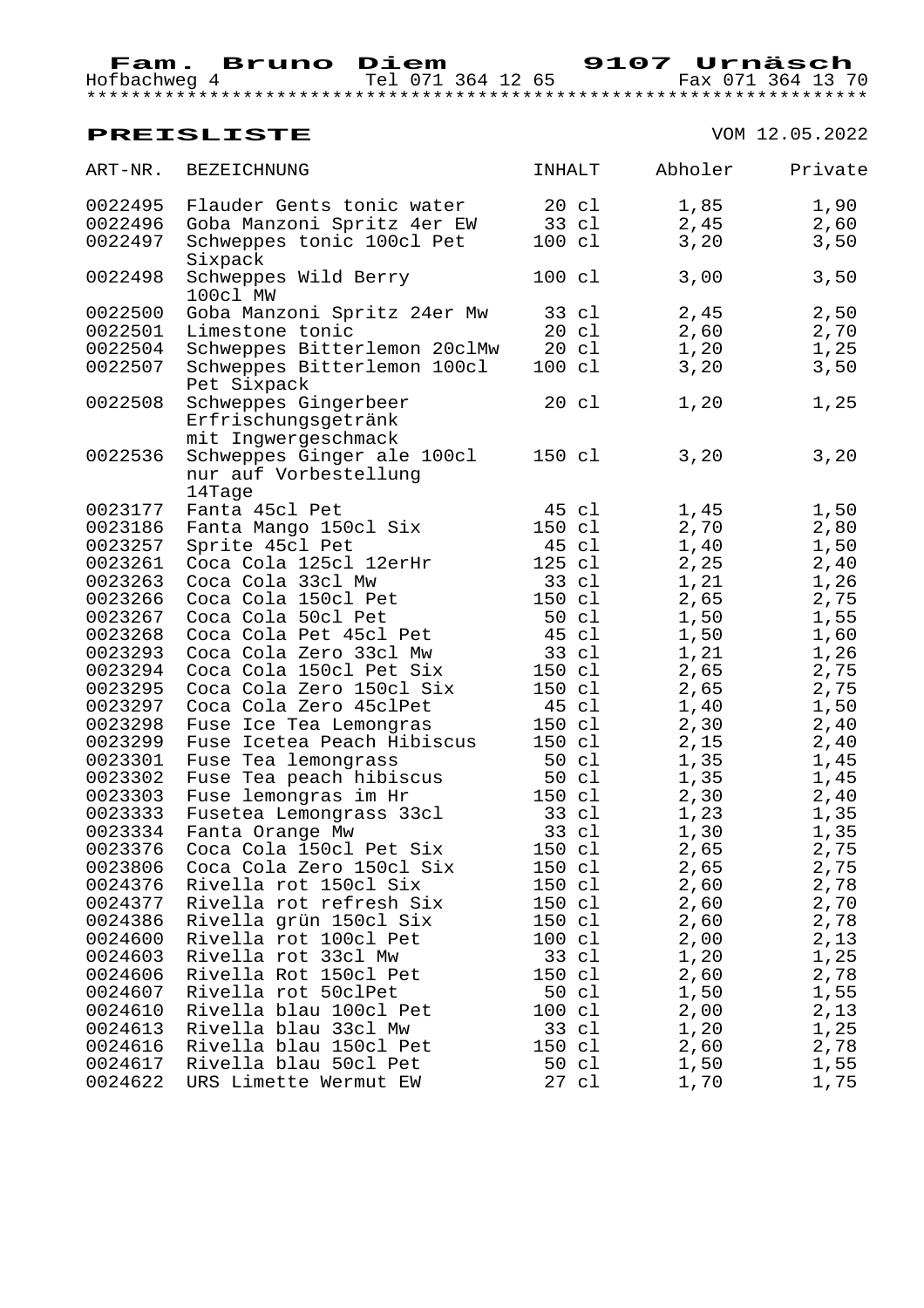**Fam. Bruno Diem** **9107 Urnäsch**

Hofbachweg 4 Tel 071 364 12 65 Fax 071 364 13 70

*********************************************************************

## PREISLISTE

VOM 12.05.2022

| ART-NR. | BEZEICHNUNG | INHALT | Abholer | Private |
|---|---|---|---|---|
| 0022495 | Flauder Gents tonic water | 20 cl | 1,85 | 1,90 |
| 0022496 | Goba Manzoni Spritz 4er EW | 33 cl | 2,45 | 2,60 |
| 0022497 | Schweppes tonic 100cl Pet Sixpack | 100 cl | 3,20 | 3,50 |
| 0022498 | Schweppes Wild Berry 100cl MW | 100 cl | 3,00 | 3,50 |
| 0022500 | Goba Manzoni Spritz 24er Mw | 33 cl | 2,45 | 2,50 |
| 0022501 | Limestone tonic | 20 cl | 2,60 | 2,70 |
| 0022504 | Schweppes Bitterlemon 20clMw | 20 cl | 1,20 | 1,25 |
| 0022507 | Schweppes Bitterlemon 100cl Pet Sixpack | 100 cl | 3,20 | 3,50 |
| 0022508 | Schweppes Gingerbeer Erfrischungsgetränk mit Ingwergeschmack | 20 cl | 1,20 | 1,25 |
| 0022536 | Schweppes Ginger ale 100cl nur auf Vorbestellung 14Tage | 150 cl | 3,20 | 3,20 |
| 0023177 | Fanta 45cl Pet | 45 cl | 1,45 | 1,50 |
| 0023186 | Fanta Mango 150cl Six | 150 cl | 2,70 | 2,80 |
| 0023257 | Sprite 45cl Pet | 45 cl | 1,40 | 1,50 |
| 0023261 | Coca Cola 125cl 12erHr | 125 cl | 2,25 | 2,40 |
| 0023263 | Coca Cola 33cl Mw | 33 cl | 1,21 | 1,26 |
| 0023266 | Coca Cola 150cl Pet | 150 cl | 2,65 | 2,75 |
| 0023267 | Coca Cola 50cl Pet | 50 cl | 1,50 | 1,55 |
| 0023268 | Coca Cola Pet 45cl Pet | 45 cl | 1,50 | 1,60 |
| 0023293 | Coca Cola Zero 33cl Mw | 33 cl | 1,21 | 1,26 |
| 0023294 | Coca Cola 150cl Pet Six | 150 cl | 2,65 | 2,75 |
| 0023295 | Coca Cola Zero 150cl Six | 150 cl | 2,65 | 2,75 |
| 0023297 | Coca Cola Zero 45clPet | 45 cl | 1,40 | 1,50 |
| 0023298 | Fuse Ice Tea Lemongras | 150 cl | 2,30 | 2,40 |
| 0023299 | Fuse Icetea Peach Hibiscus | 150 cl | 2,15 | 2,40 |
| 0023301 | Fuse Tea lemongrass | 50 cl | 1,35 | 1,45 |
| 0023302 | Fuse Tea peach hibiscus | 50 cl | 1,35 | 1,45 |
| 0023303 | Fuse lemongras im Hr | 150 cl | 2,30 | 2,40 |
| 0023333 | Fusetea Lemongrass 33cl | 33 cl | 1,23 | 1,35 |
| 0023334 | Fanta Orange Mw | 33 cl | 1,30 | 1,35 |
| 0023376 | Coca Cola 150cl Pet Six | 150 cl | 2,65 | 2,75 |
| 0023806 | Coca Cola Zero 150cl Six | 150 cl | 2,65 | 2,75 |
| 0024376 | Rivella rot 150cl Six | 150 cl | 2,60 | 2,78 |
| 0024377 | Rivella rot refresh Six | 150 cl | 2,60 | 2,70 |
| 0024386 | Rivella grün 150cl Six | 150 cl | 2,60 | 2,78 |
| 0024600 | Rivella rot 100cl Pet | 100 cl | 2,00 | 2,13 |
| 0024603 | Rivella rot 33cl Mw | 33 cl | 1,20 | 1,25 |
| 0024606 | Rivella Rot 150cl Pet | 150 cl | 2,60 | 2,78 |
| 0024607 | Rivella rot 50clPet | 50 cl | 1,50 | 1,55 |
| 0024610 | Rivella blau 100cl Pet | 100 cl | 2,00 | 2,13 |
| 0024613 | Rivella blau 33cl Mw | 33 cl | 1,20 | 1,25 |
| 0024616 | Rivella blau 150cl Pet | 150 cl | 2,60 | 2,78 |
| 0024617 | Rivella blau 50cl Pet | 50 cl | 1,50 | 1,55 |
| 0024622 | URS Limette Wermut EW | 27 cl | 1,70 | 1,75 |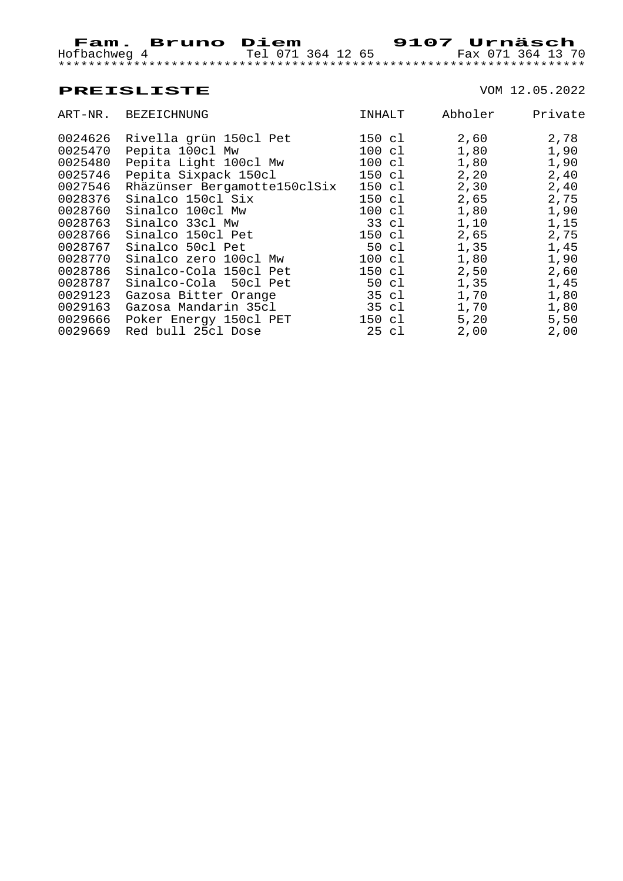**Fam. Bruno Diem** **9107 Urnäsch**

Hofbachweg 4 Tel 071 364 12 65 Fax 071 364 13 70

*********************************************************************

## PREISLISTE

VOM 12.05.2022

| ART-NR. | BEZEICHNUNG | INHALT | Abholer | Private |
|---|---|---|---|---|
| 0024626 | Rivella grün 150cl Pet | 150 cl | 2,60 | 2,78 |
| 0025470 | Pepita 100cl Mw | 100 cl | 1,80 | 1,90 |
| 0025480 | Pepita Light 100cl Mw | 100 cl | 1,80 | 1,90 |
| 0025746 | Pepita Sixpack 150cl | 150 cl | 2,20 | 2,40 |
| 0027546 | Rhäzünser Bergamotte150clSix | 150 cl | 2,30 | 2,40 |
| 0028376 | Sinalco 150cl Six | 150 cl | 2,65 | 2,75 |
| 0028760 | Sinalco 100cl Mw | 100 cl | 1,80 | 1,90 |
| 0028763 | Sinalco 33cl Mw | 33 cl | 1,10 | 1,15 |
| 0028766 | Sinalco 150cl Pet | 150 cl | 2,65 | 2,75 |
| 0028767 | Sinalco 50cl Pet | 50 cl | 1,35 | 1,45 |
| 0028770 | Sinalco zero 100cl Mw | 100 cl | 1,80 | 1,90 |
| 0028786 | Sinalco-Cola 150cl Pet | 150 cl | 2,50 | 2,60 |
| 0028787 | Sinalco-Cola 50cl Pet | 50 cl | 1,35 | 1,45 |
| 0029123 | Gazosa Bitter Orange | 35 cl | 1,70 | 1,80 |
| 0029163 | Gazosa Mandarin 35cl | 35 cl | 1,70 | 1,80 |
| 0029666 | Poker Energy 150cl PET | 150 cl | 5,20 | 5,50 |
| 0029669 | Red bull 25cl Dose | 25 cl | 2,00 | 2,00 |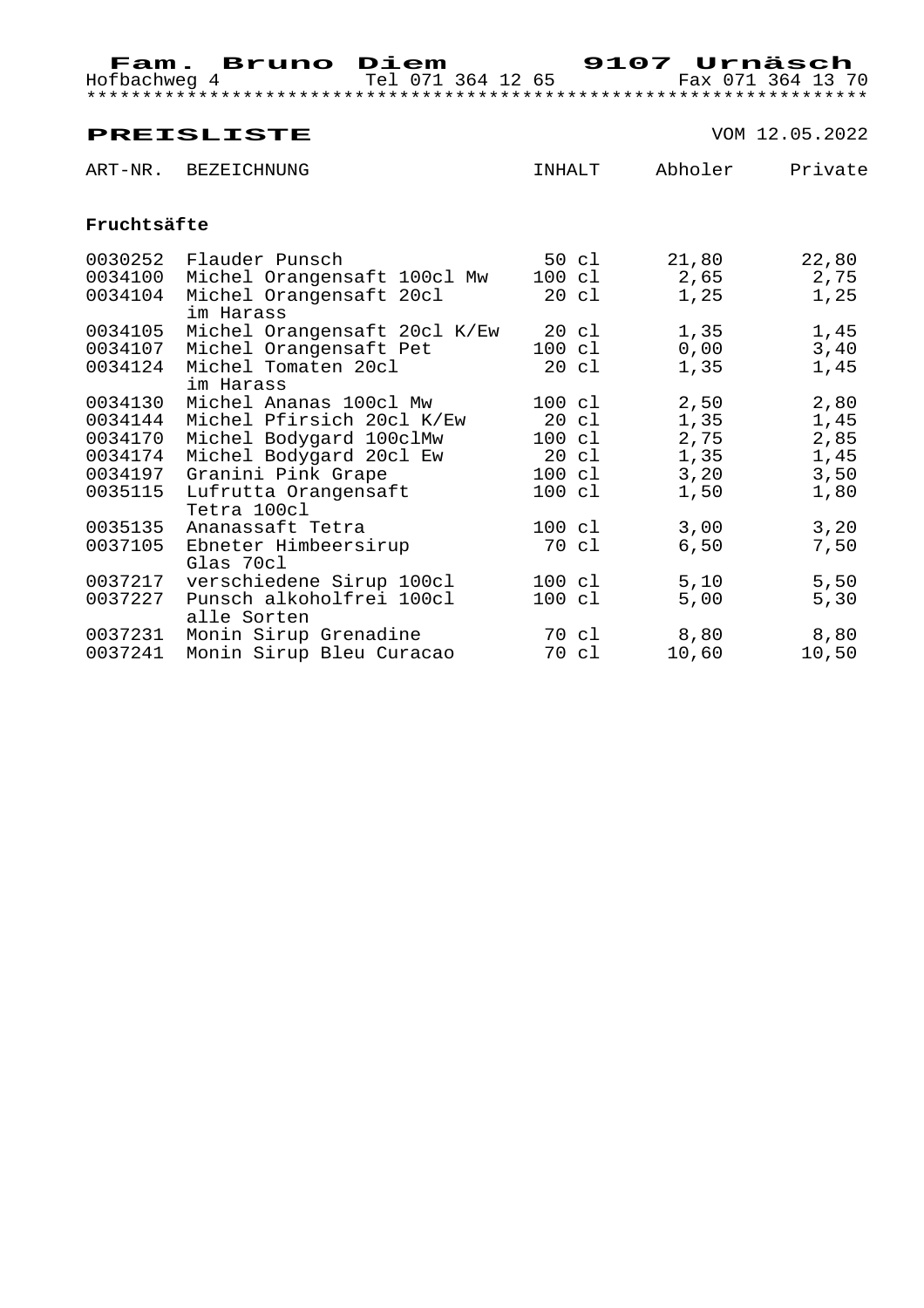**Fam. Bruno Diem** **9107 Urnäsch**
Hofbachweg 4 Tel 071 364 12 65 Fax 071 364 13 70

# PREISLISTE

VOM 12.05.2022

| ART-NR. | BEZEICHNUNG | INHALT | Abholer | Private |
|---|---|---|---|---|
| **Fruchtsäfte** | | | | |
| 0030252 | Flauder Punsch | 50 cl | 21,80 | 22,80 |
| 0034100 | Michel Orangensaft 100cl Mw | 100 cl | 2,65 | 2,75 |
| 0034104 | Michel Orangensaft 20cl im Harass | 20 cl | 1,25 | 1,25 |
| 0034105 | Michel Orangensaft 20cl K/Ew | 20 cl | 1,35 | 1,45 |
| 0034107 | Michel Orangensaft Pet | 100 cl | 0,00 | 3,40 |
| 0034124 | Michel Tomaten 20cl im Harass | 20 cl | 1,35 | 1,45 |
| 0034130 | Michel Ananas 100cl Mw | 100 cl | 2,50 | 2,80 |
| 0034144 | Michel Pfirsich 20cl K/Ew | 20 cl | 1,35 | 1,45 |
| 0034170 | Michel Bodygard 100clMw | 100 cl | 2,75 | 2,85 |
| 0034174 | Michel Bodygard 20cl Ew | 20 cl | 1,35 | 1,45 |
| 0034197 | Granini Pink Grape | 100 cl | 3,20 | 3,50 |
| 0035115 | Lufrutta Orangensaft Tetra 100cl | 100 cl | 1,50 | 1,80 |
| 0035135 | Ananassaft Tetra | 100 cl | 3,00 | 3,20 |
| 0037105 | Ebneter Himbeersirup Glas 70cl | 70 cl | 6,50 | 7,50 |
| 0037217 | verschiedene Sirup 100cl | 100 cl | 5,10 | 5,50 |
| 0037227 | Punsch alkoholfrei 100cl alle Sorten | 100 cl | 5,00 | 5,30 |
| 0037231 | Monin Sirup Grenadine | 70 cl | 8,80 | 8,80 |
| 0037241 | Monin Sirup Bleu Curacao | 70 cl | 10,60 | 10,50 |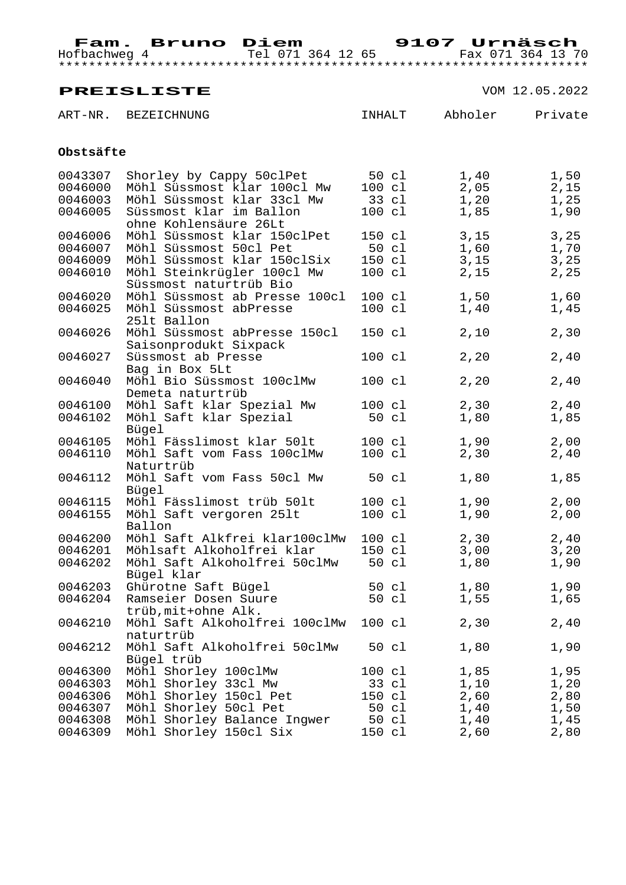**Fam. Bruno Diem** **9107 Urnäsch**

Hofbachweg 4 Tel 071 364 12 65 Fax 071 364 13 70

***********************************************************************

## PREISLISTE

VOM 12.05.2022

| ART-NR. | BEZEICHNUNG | INHALT | Abholer | Private |
|---|---|---|---|---|
| **Obstsäfte** | | | | |
| 0043307 | Shorley by Cappy 50clPet | 50 cl | 1,40 | 1,50 |
| 0046000 | Möhl Süssmost klar 100cl Mw | 100 cl | 2,05 | 2,15 |
| 0046003 | Möhl Süssmost klar 33cl Mw | 33 cl | 1,20 | 1,25 |
| 0046005 | Süssmost klar im Ballon ohne Kohlensäure 26Lt | 100 cl | 1,85 | 1,90 |
| 0046006 | Möhl Süssmost klar 150clPet | 150 cl | 3,15 | 3,25 |
| 0046007 | Möhl Süssmost 50cl Pet | 50 cl | 1,60 | 1,70 |
| 0046009 | Möhl Süssmost klar 150clSix | 150 cl | 3,15 | 3,25 |
| 0046010 | Möhl Steinkrügler 100cl Mw Süssmost naturtrüb Bio | 100 cl | 2,15 | 2,25 |
| 0046020 | Möhl Süssmost ab Presse 100cl | 100 cl | 1,50 | 1,60 |
| 0046025 | Möhl Süssmost abPresse 25lt Ballon | 100 cl | 1,40 | 1,45 |
| 0046026 | Möhl Süssmost abPresse 150cl Saisonprodukt Sixpack | 150 cl | 2,10 | 2,30 |
| 0046027 | Süssmost ab Presse Bag in Box 5Lt | 100 cl | 2,20 | 2,40 |
| 0046040 | Möhl Bio Süssmost 100clMw Demeta naturtrüb | 100 cl | 2,20 | 2,40 |
| 0046100 | Möhl Saft klar Spezial Mw | 100 cl | 2,30 | 2,40 |
| 0046102 | Möhl Saft klar Spezial Bügel | 50 cl | 1,80 | 1,85 |
| 0046105 | Möhl Fässlimost klar 50lt | 100 cl | 1,90 | 2,00 |
| 0046110 | Möhl Saft vom Fass 100clMw Naturtrüb | 100 cl | 2,30 | 2,40 |
| 0046112 | Möhl Saft vom Fass 50cl Mw Bügel | 50 cl | 1,80 | 1,85 |
| 0046115 | Möhl Fässlimost trüb 50lt | 100 cl | 1,90 | 2,00 |
| 0046155 | Möhl Saft vergoren 25lt Ballon | 100 cl | 1,90 | 2,00 |
| 0046200 | Möhl Saft Alkfrei klar100clMw | 100 cl | 2,30 | 2,40 |
| 0046201 | Möhlsaft Alkoholfrei klar | 150 cl | 3,00 | 3,20 |
| 0046202 | Möhl Saft Alkoholfrei 50clMw Bügel klar | 50 cl | 1,80 | 1,90 |
| 0046203 | Ghürotne Saft Bügel | 50 cl | 1,80 | 1,90 |
| 0046204 | Ramseier Dosen Suure trüb,mit+ohne Alk. | 50 cl | 1,55 | 1,65 |
| 0046210 | Möhl Saft Alkoholfrei 100clMw naturtrüb | 100 cl | 2,30 | 2,40 |
| 0046212 | Möhl Saft Alkoholfrei 50clMw Bügel trüb | 50 cl | 1,80 | 1,90 |
| 0046300 | Möhl Shorley 100clMw | 100 cl | 1,85 | 1,95 |
| 0046303 | Möhl Shorley 33cl Mw | 33 cl | 1,10 | 1,20 |
| 0046306 | Möhl Shorley 150cl Pet | 150 cl | 2,60 | 2,80 |
| 0046307 | Möhl Shorley 50cl Pet | 50 cl | 1,40 | 1,50 |
| 0046308 | Möhl Shorley Balance Ingwer | 50 cl | 1,40 | 1,45 |
| 0046309 | Möhl Shorley 150cl Six | 150 cl | 2,60 | 2,80 |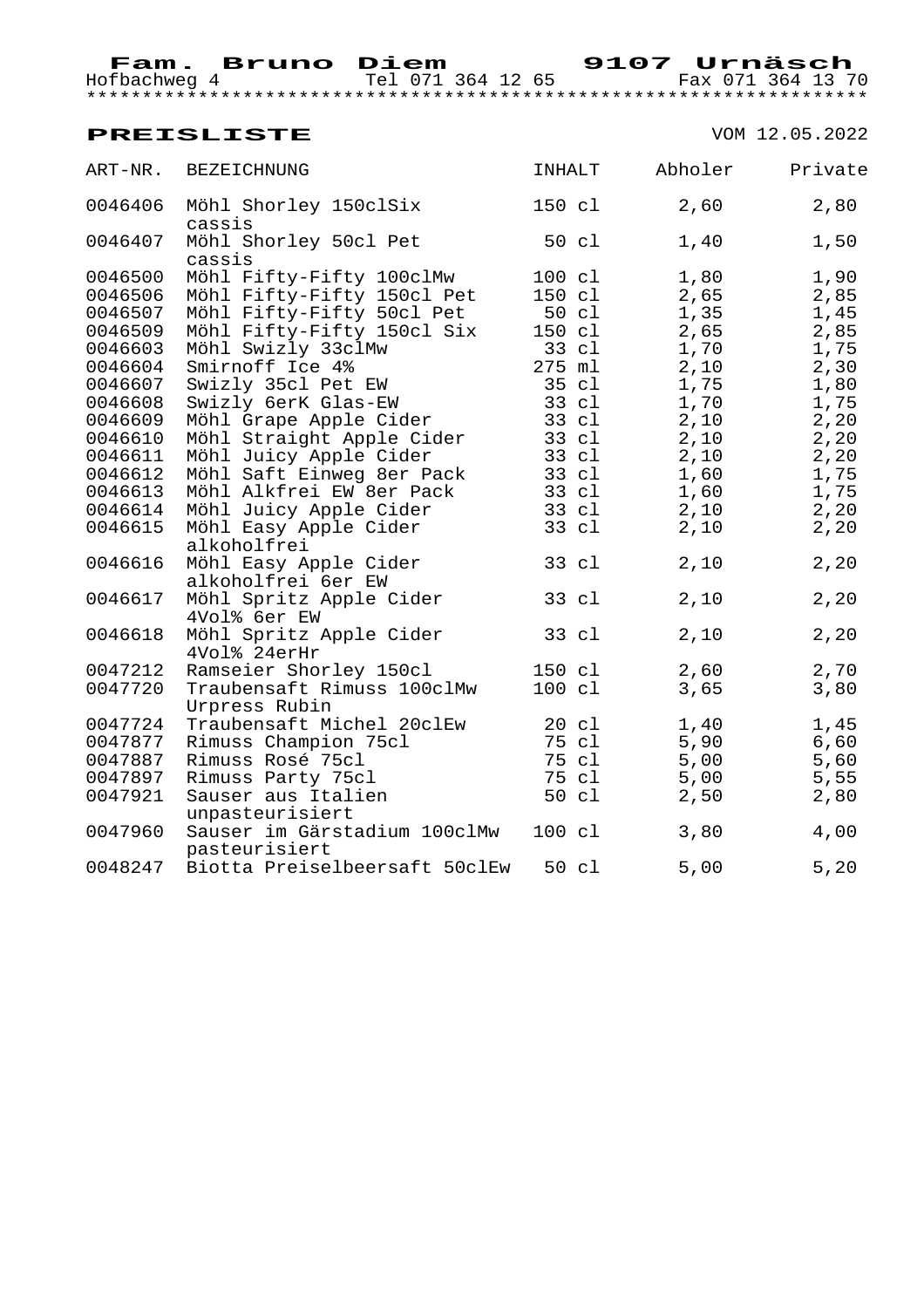**Fam. Bruno Diem** **9107 Urnäsch**

Hofbachweg 4 Tel 071 364 12 65 Fax 071 364 13 70

********************************************************************

## PREISLISTE

VOM 12.05.2022

| ART-NR. | BEZEICHNUNG | INHALT | Abholer | Private |
|---|---|---|---|---|
| 0046406 | Möhl Shorley 150clSix cassis | 150 cl | 2,60 | 2,80 |
| 0046407 | Möhl Shorley 50cl Pet cassis | 50 cl | 1,40 | 1,50 |
| 0046500 | Möhl Fifty-Fifty 100clMw | 100 cl | 1,80 | 1,90 |
| 0046506 | Möhl Fifty-Fifty 150cl Pet | 150 cl | 2,65 | 2,85 |
| 0046507 | Möhl Fifty-Fifty 50cl Pet | 50 cl | 1,35 | 1,45 |
| 0046509 | Möhl Fifty-Fifty 150cl Six | 150 cl | 2,65 | 2,85 |
| 0046603 | Möhl Swizly 33clMw | 33 cl | 1,70 | 1,75 |
| 0046604 | Smirnoff Ice 4% | 275 ml | 2,10 | 2,30 |
| 0046607 | Swizly 35cl Pet EW | 35 cl | 1,75 | 1,80 |
| 0046608 | Swizly 6erK Glas-EW | 33 cl | 1,70 | 1,75 |
| 0046609 | Möhl Grape Apple Cider | 33 cl | 2,10 | 2,20 |
| 0046610 | Möhl Straight Apple Cider | 33 cl | 2,10 | 2,20 |
| 0046611 | Möhl Juicy Apple Cider | 33 cl | 2,10 | 2,20 |
| 0046612 | Möhl Saft Einweg 8er Pack | 33 cl | 1,60 | 1,75 |
| 0046613 | Möhl Alkfrei EW 8er Pack | 33 cl | 1,60 | 1,75 |
| 0046614 | Möhl Juicy Apple Cider | 33 cl | 2,10 | 2,20 |
| 0046615 | Möhl Easy Apple Cider alkoholfrei | 33 cl | 2,10 | 2,20 |
| 0046616 | Möhl Easy Apple Cider alkoholfrei 6er EW | 33 cl | 2,10 | 2,20 |
| 0046617 | Möhl Spritz Apple Cider 4Vol% 6er EW | 33 cl | 2,10 | 2,20 |
| 0046618 | Möhl Spritz Apple Cider 4Vol% 24erHr | 33 cl | 2,10 | 2,20 |
| 0047212 | Ramseier Shorley 150cl | 150 cl | 2,60 | 2,70 |
| 0047720 | Traubensaft Rimuss 100clMw Urpress Rubin | 100 cl | 3,65 | 3,80 |
| 0047724 | Traubensaft Michel 20clEw | 20 cl | 1,40 | 1,45 |
| 0047877 | Rimuss Champion 75cl | 75 cl | 5,90 | 6,60 |
| 0047887 | Rimuss Rosé 75cl | 75 cl | 5,00 | 5,60 |
| 0047897 | Rimuss Party 75cl | 75 cl | 5,00 | 5,55 |
| 0047921 | Sauser aus Italien unpasteurisiert | 50 cl | 2,50 | 2,80 |
| 0047960 | Sauser im Gärstadium 100clMw pasteurisiert | 100 cl | 3,80 | 4,00 |
| 0048247 | Biotta Preiselbeersaft 50clEw | 50 cl | 5,00 | 5,20 |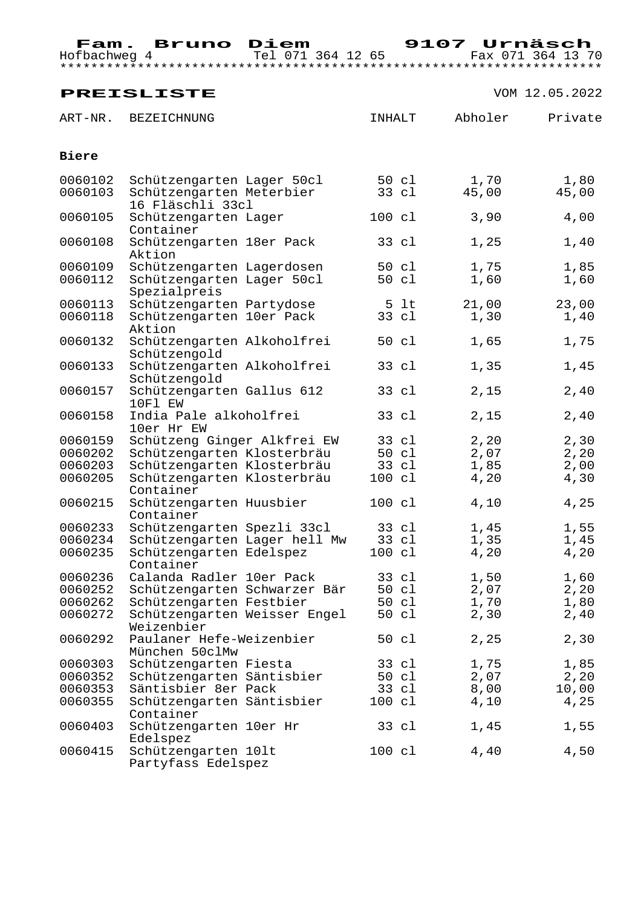**Fam. Bruno Diem** **9107 Urnäsch**
Hofbachweg 4 Tel 071 364 12 65 Fax 071 364 13 70

## PREISLISTE

VOM 12.05.2022

| ART-NR. | BEZEICHNUNG | INHALT | Abholer | Private |
|---|---|---|---|---|
| **Biere** | | | | |
| 0060102 | Schützengarten Lager 50cl | 50 cl | 1,70 | 1,80 |
| 0060103 | Schützengarten Meterbier 16 Fläschli 33cl | 33 cl | 45,00 | 45,00 |
| 0060105 | Schützengarten Lager Container | 100 cl | 3,90 | 4,00 |
| 0060108 | Schützengarten 18er Pack Aktion | 33 cl | 1,25 | 1,40 |
| 0060109 | Schützengarten Lagerdosen | 50 cl | 1,75 | 1,85 |
| 0060112 | Schützengarten Lager 50cl Spezialpreis | 50 cl | 1,60 | 1,60 |
| 0060113 | Schützengarten Partydose | 5 lt | 21,00 | 23,00 |
| 0060118 | Schützengarten 10er Pack Aktion | 33 cl | 1,30 | 1,40 |
| 0060132 | Schützengarten Alkoholfrei Schützengold | 50 cl | 1,65 | 1,75 |
| 0060133 | Schützengarten Alkoholfrei Schützengold | 33 cl | 1,35 | 1,45 |
| 0060157 | Schützengarten Gallus 612 10Fl EW | 33 cl | 2,15 | 2,40 |
| 0060158 | India Pale alkoholfrei 10er Hr EW | 33 cl | 2,15 | 2,40 |
| 0060159 | Schützeng Ginger Alkfrei EW | 33 cl | 2,20 | 2,30 |
| 0060202 | Schützengarten Klosterbräu | 50 cl | 2,07 | 2,20 |
| 0060203 | Schützengarten Klosterbräu | 33 cl | 1,85 | 2,00 |
| 0060205 | Schützengarten Klosterbräu Container | 100 cl | 4,20 | 4,30 |
| 0060215 | Schützengarten Huusbier Container | 100 cl | 4,10 | 4,25 |
| 0060233 | Schützengarten Spezli 33cl | 33 cl | 1,45 | 1,55 |
| 0060234 | Schützengarten Lager hell Mw | 33 cl | 1,35 | 1,45 |
| 0060235 | Schützengarten Edelspez Container | 100 cl | 4,20 | 4,20 |
| 0060236 | Calanda Radler 10er Pack | 33 cl | 1,50 | 1,60 |
| 0060252 | Schützengarten Schwarzer Bär | 50 cl | 2,07 | 2,20 |
| 0060262 | Schützengarten Festbier | 50 cl | 1,70 | 1,80 |
| 0060272 | Schützengarten Weisser Engel Weizenbier | 50 cl | 2,30 | 2,40 |
| 0060292 | Paulaner Hefe-Weizenbier München 50clMw | 50 cl | 2,25 | 2,30 |
| 0060303 | Schützengarten Fiesta | 33 cl | 1,75 | 1,85 |
| 0060352 | Schützengarten Säntisbier | 50 cl | 2,07 | 2,20 |
| 0060353 | Säntisbier 8er Pack | 33 cl | 8,00 | 10,00 |
| 0060355 | Schützengarten Säntisbier Container | 100 cl | 4,10 | 4,25 |
| 0060403 | Schützengarten 10er Hr Edelspez | 33 cl | 1,45 | 1,55 |
| 0060415 | Schützengarten 10lt Partyfass Edelspez | 100 cl | 4,40 | 4,50 |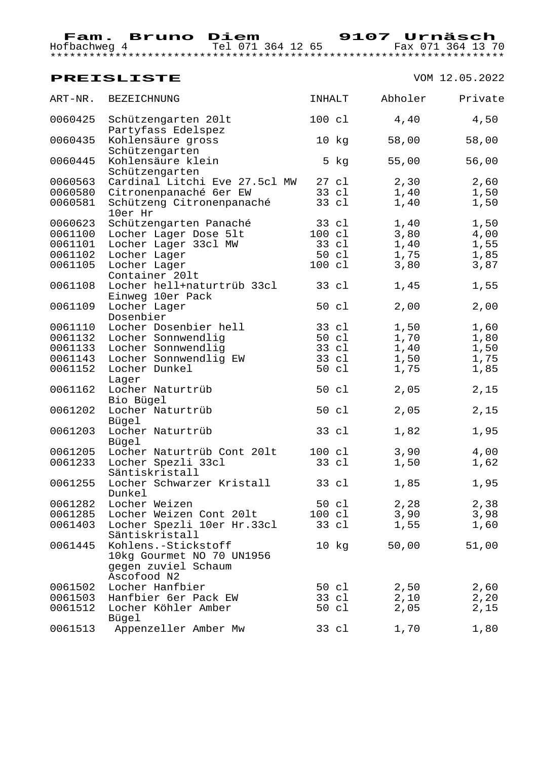**Fam. Bruno Diem** **9107 Urnäsch**
Hofbachweg 4 Tel 071 364 12 65 Fax 071 364 13 70

*********************************************************************

## PREISLISTE

VOM 12.05.2022

| ART-NR. | BEZEICHNUNG | INHALT | Abholer | Private |
|---|---|---|---|---|
| 0060425 | Schützengarten 20lt Partyfass Edelspez | 100 cl | 4,40 | 4,50 |
| 0060435 | Kohlensäure gross Schützengarten | 10 kg | 58,00 | 58,00 |
| 0060445 | Kohlensäure klein Schützengarten | 5 kg | 55,00 | 56,00 |
| 0060563 | Cardinal Litchi Eve 27.5cl MW | 27 cl | 2,30 | 2,60 |
| 0060580 | Citronenpanaché 6er EW | 33 cl | 1,40 | 1,50 |
| 0060581 | Schützeng Citronenpanaché 10er Hr | 33 cl | 1,40 | 1,50 |
| 0060623 | Schützengarten Panaché | 33 cl | 1,40 | 1,50 |
| 0061100 | Locher Lager Dose 5lt | 100 cl | 3,80 | 4,00 |
| 0061101 | Locher Lager 33cl MW | 33 cl | 1,40 | 1,55 |
| 0061102 | Locher Lager | 50 cl | 1,75 | 1,85 |
| 0061105 | Locher Lager Container 20lt | 100 cl | 3,80 | 3,87 |
| 0061108 | Locher hell+naturtrüb 33cl Einweg 10er Pack | 33 cl | 1,45 | 1,55 |
| 0061109 | Locher Lager Dosenbier | 50 cl | 2,00 | 2,00 |
| 0061110 | Locher Dosenbier hell | 33 cl | 1,50 | 1,60 |
| 0061132 | Locher Sonnwendlig | 50 cl | 1,70 | 1,80 |
| 0061133 | Locher Sonnwendlig | 33 cl | 1,40 | 1,50 |
| 0061143 | Locher Sonnwendlig EW | 33 cl | 1,50 | 1,75 |
| 0061152 | Locher Dunkel Lager | 50 cl | 1,75 | 1,85 |
| 0061162 | Locher Naturtrüb Bio Bügel | 50 cl | 2,05 | 2,15 |
| 0061202 | Locher Naturtrüb Bügel | 50 cl | 2,05 | 2,15 |
| 0061203 | Locher Naturtrüb Bügel | 33 cl | 1,82 | 1,95 |
| 0061205 | Locher Naturtrüb Cont 20lt | 100 cl | 3,90 | 4,00 |
| 0061233 | Locher Spezli 33cl Säntiskristall | 33 cl | 1,50 | 1,62 |
| 0061255 | Locher Schwarzer Kristall Dunkel | 33 cl | 1,85 | 1,95 |
| 0061282 | Locher Weizen | 50 cl | 2,28 | 2,38 |
| 0061285 | Locher Weizen Cont 20lt | 100 cl | 3,90 | 3,98 |
| 0061403 | Locher Spezli 10er Hr.33cl Säntiskristall | 33 cl | 1,55 | 1,60 |
| 0061445 | Kohlens.-Stickstoff 10kg Gourmet NO 70 UN1956 gegen zuviel Schaum Ascofood N2 | 10 kg | 50,00 | 51,00 |
| 0061502 | Locher Hanfbier | 50 cl | 2,50 | 2,60 |
| 0061503 | Hanfbier 6er Pack EW | 33 cl | 2,10 | 2,20 |
| 0061512 | Locher Köhler Amber Bügel | 50 cl | 2,05 | 2,15 |
| 0061513 | Appenzeller Amber Mw | 33 cl | 1,70 | 1,80 |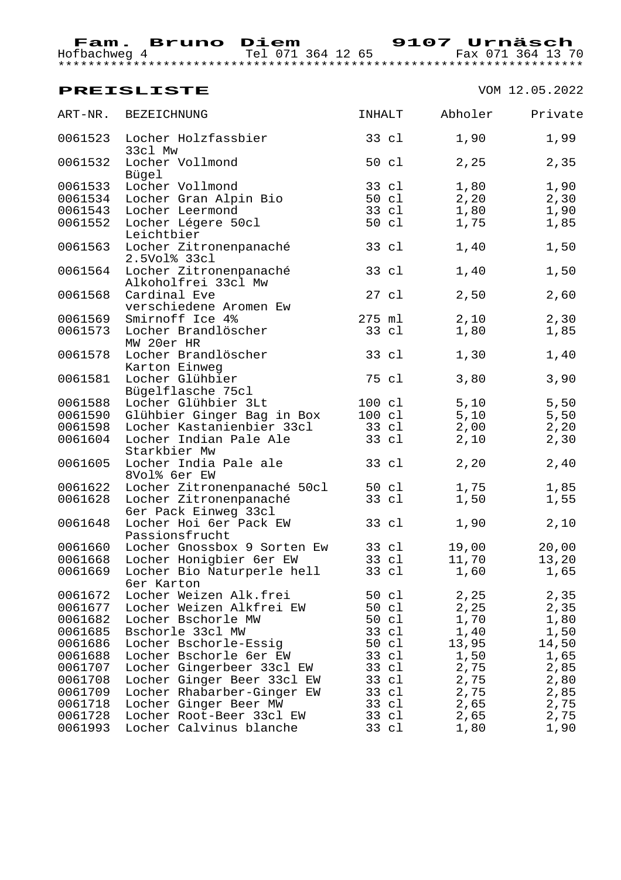**Fam. Bruno Diem** **9107 Urnäsch**
Hofbachweg 4 Tel 071 364 12 65 Fax 071 364 13 70

*********************************************************************

## PREISLISTE

VOM 12.05.2022

| ART-NR. | BEZEICHNUNG | INHALT | Abholer | Private |
|---|---|---|---|---|
| 0061523 | Locher Holzfassbier 33cl Mw | 33 cl | 1,90 | 1,99 |
| 0061532 | Locher Vollmond Bügel | 50 cl | 2,25 | 2,35 |
| 0061533 | Locher Vollmond | 33 cl | 1,80 | 1,90 |
| 0061534 | Locher Gran Alpin Bio | 50 cl | 2,20 | 2,30 |
| 0061543 | Locher Leermond | 33 cl | 1,80 | 1,90 |
| 0061552 | Locher Légere 50cl Leichtbier | 50 cl | 1,75 | 1,85 |
| 0061563 | Locher Zitronenpanaché 2.5Vol% 33cl | 33 cl | 1,40 | 1,50 |
| 0061564 | Locher Zitronenpanaché Alkoholfrei 33cl Mw | 33 cl | 1,40 | 1,50 |
| 0061568 | Cardinal Eve verschiedene Aromen Ew | 27 cl | 2,50 | 2,60 |
| 0061569 | Smirnoff Ice 4% | 275 ml | 2,10 | 2,30 |
| 0061573 | Locher Brandlöscher MW 20er HR | 33 cl | 1,80 | 1,85 |
| 0061578 | Locher Brandlöscher Karton Einweg | 33 cl | 1,30 | 1,40 |
| 0061581 | Locher Glühbier Bügelflasche 75cl | 75 cl | 3,80 | 3,90 |
| 0061588 | Locher Glühbier 3Lt | 100 cl | 5,10 | 5,50 |
| 0061590 | Glühbier Ginger Bag in Box | 100 cl | 5,10 | 5,50 |
| 0061598 | Locher Kastanienbier 33cl | 33 cl | 2,00 | 2,20 |
| 0061604 | Locher Indian Pale Ale Starkbier Mw | 33 cl | 2,10 | 2,30 |
| 0061605 | Locher India Pale ale 8Vol% 6er EW | 33 cl | 2,20 | 2,40 |
| 0061622 | Locher Zitronenpanaché 50cl | 50 cl | 1,75 | 1,85 |
| 0061628 | Locher Zitronenpanaché 6er Pack Einweg 33cl | 33 cl | 1,50 | 1,55 |
| 0061648 | Locher Hoi 6er Pack EW Passionsfrucht | 33 cl | 1,90 | 2,10 |
| 0061660 | Locher Gnossbox 9 Sorten Ew | 33 cl | 19,00 | 20,00 |
| 0061668 | Locher Honigbier 6er EW | 33 cl | 11,70 | 13,20 |
| 0061669 | Locher Bio Naturperle hell 6er Karton | 33 cl | 1,60 | 1,65 |
| 0061672 | Locher Weizen Alk.frei | 50 cl | 2,25 | 2,35 |
| 0061677 | Locher Weizen Alkfrei EW | 50 cl | 2,25 | 2,35 |
| 0061682 | Locher Bschorle MW | 50 cl | 1,70 | 1,80 |
| 0061685 | Bschorle 33cl MW | 33 cl | 1,40 | 1,50 |
| 0061686 | Locher Bschorle-Essig | 50 cl | 13,95 | 14,50 |
| 0061688 | Locher Bschorle 6er EW | 33 cl | 1,50 | 1,65 |
| 0061707 | Locher Gingerbeer 33cl EW | 33 cl | 2,75 | 2,85 |
| 0061708 | Locher Ginger Beer 33cl EW | 33 cl | 2,75 | 2,80 |
| 0061709 | Locher Rhabarber-Ginger EW | 33 cl | 2,75 | 2,85 |
| 0061718 | Locher Ginger Beer MW | 33 cl | 2,65 | 2,75 |
| 0061728 | Locher Root-Beer 33cl EW | 33 cl | 2,65 | 2,75 |
| 0061993 | Locher Calvinus blanche | 33 cl | 1,80 | 1,90 |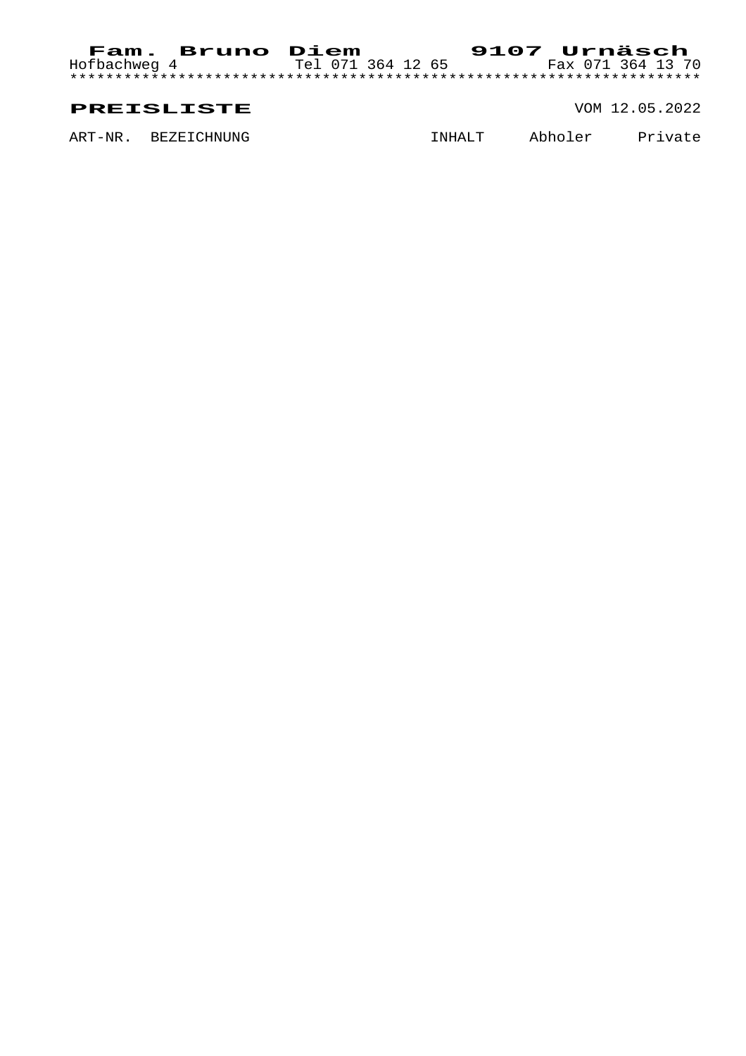**Fam. Bruno Diem** **9107 Urnäsch**

Hofbachweg 4 Tel 071 364 12 65 Fax 071 364 13 70

*******************************************************************

## PREISLISTE

VOM 12.05.2022

| ART-NR. | BEZEICHNUNG | INHALT | Abholer | Private |
|---|---|---|---|---|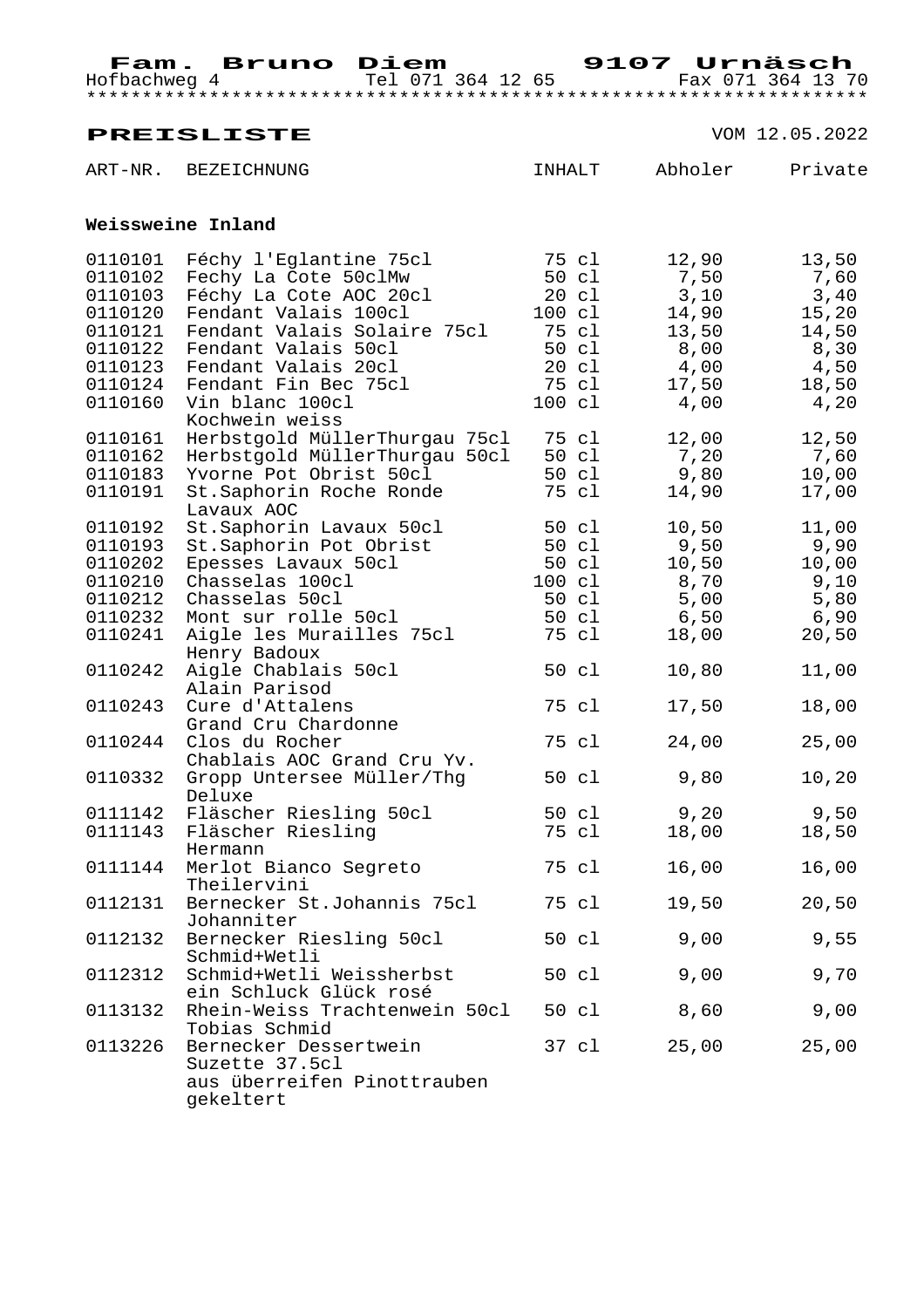**Fam. Bruno Diem** **9107 Urnäsch**
Hofbachweg 4 Tel 071 364 12 65 Fax 071 364 13 70

\*\*\*\*\*\*\*\*\*\*\*\*\*\*\*\*\*\*\*\*\*\*\*\*\*\*\*\*\*\*\*\*\*\*\*\*\*\*\*\*\*\*\*\*\*\*\*\*\*\*\*\*\*\*\*\*\*\*\*\*\*\*\*\*\*\*\*\*\*\*

## PREISLISTE

VOM 12.05.2022

| ART-NR. | BEZEICHNUNG | INHALT | Abholer | Private |
|---|---|---|---|---|
| **Weissweine Inland** | | | | |
| 0110101 | Féchy l'Eglantine 75cl | 75 cl | 12,90 | 13,50 |
| 0110102 | Fechy La Cote 50clMw | 50 cl | 7,50 | 7,60 |
| 0110103 | Féchy La Cote AOC 20cl | 20 cl | 3,10 | 3,40 |
| 0110120 | Fendant Valais 100cl | 100 cl | 14,90 | 15,20 |
| 0110121 | Fendant Valais Solaire 75cl | 75 cl | 13,50 | 14,50 |
| 0110122 | Fendant Valais 50cl | 50 cl | 8,00 | 8,30 |
| 0110123 | Fendant Valais 20cl | 20 cl | 4,00 | 4,50 |
| 0110124 | Fendant Fin Bec 75cl | 75 cl | 17,50 | 18,50 |
| 0110160 | Vin blanc 100cl Kochwein weiss | 100 cl | 4,00 | 4,20 |
| 0110161 | Herbstgold MüllerThurgau 75cl | 75 cl | 12,00 | 12,50 |
| 0110162 | Herbstgold MüllerThurgau 50cl | 50 cl | 7,20 | 7,60 |
| 0110183 | Yvorne Pot Obrist 50cl | 50 cl | 9,80 | 10,00 |
| 0110191 | St.Saphorin Roche Ronde Lavaux AOC | 75 cl | 14,90 | 17,00 |
| 0110192 | St.Saphorin Lavaux 50cl | 50 cl | 10,50 | 11,00 |
| 0110193 | St.Saphorin Pot Obrist | 50 cl | 9,50 | 9,90 |
| 0110202 | Epesses Lavaux 50cl | 50 cl | 10,50 | 10,00 |
| 0110210 | Chasselas 100cl | 100 cl | 8,70 | 9,10 |
| 0110212 | Chasselas 50cl | 50 cl | 5,00 | 5,80 |
| 0110232 | Mont sur rolle 50cl | 50 cl | 6,50 | 6,90 |
| 0110241 | Aigle les Murailles 75cl Henry Badoux | 75 cl | 18,00 | 20,50 |
| 0110242 | Aigle Chablais 50cl Alain Parisod | 50 cl | 10,80 | 11,00 |
| 0110243 | Cure d'Attalens Grand Cru Chardonne | 75 cl | 17,50 | 18,00 |
| 0110244 | Clos du Rocher Chablais AOC Grand Cru Yv. | 75 cl | 24,00 | 25,00 |
| 0110332 | Gropp Untersee Müller/Thg Deluxe | 50 cl | 9,80 | 10,20 |
| 0111142 | Fläscher Riesling 50cl | 50 cl | 9,20 | 9,50 |
| 0111143 | Fläscher Riesling Hermann | 75 cl | 18,00 | 18,50 |
| 0111144 | Merlot Bianco Segreto Theilervini | 75 cl | 16,00 | 16,00 |
| 0112131 | Bernecker St.Johannis 75cl Johanniter | 75 cl | 19,50 | 20,50 |
| 0112132 | Bernecker Riesling 50cl Schmid+Wetli | 50 cl | 9,00 | 9,55 |
| 0112312 | Schmid+Wetli Weissherbst ein Schluck Glück rosé | 50 cl | 9,00 | 9,70 |
| 0113132 | Rhein-Weiss Trachtenwein 50cl Tobias Schmid | 50 cl | 8,60 | 9,00 |
| 0113226 | Bernecker Dessertwein Suzette 37.5cl aus überreifen Pinottrauben gekeltert | 37 cl | 25,00 | 25,00 |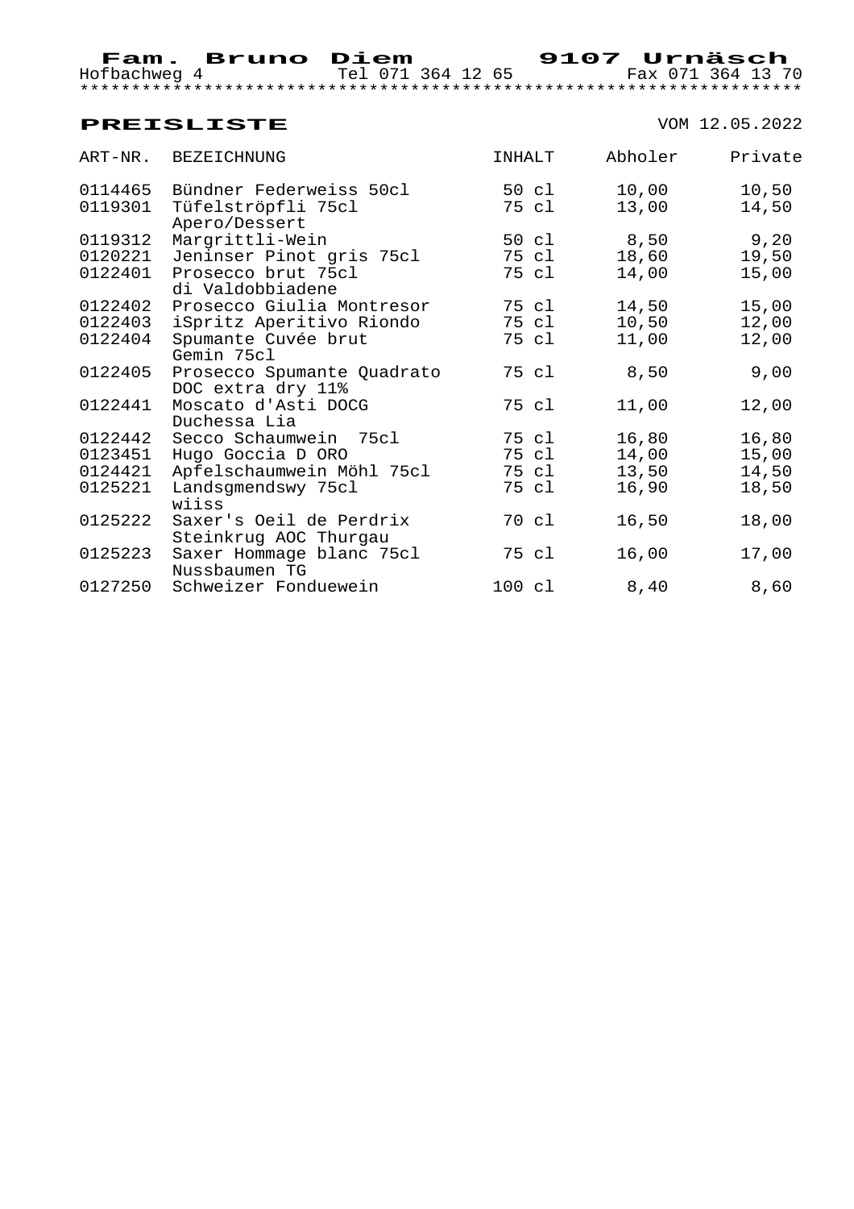**Fam. Bruno Diem** **9107 Urnäsch**

Hofbachweg 4 Tel 071 364 12 65 Fax 071 364 13 70

****************************************************************************

## PREISLISTE

VOM 12.05.2022

| ART-NR. | BEZEICHNUNG | INHALT | Abholer | Private |
|---|---|---|---|---|
| 0114465 | Bündner Federweiss 50cl | 50 cl | 10,00 | 10,50 |
| 0119301 | Tüfelströpfli 75cl Apero/Dessert | 75 cl | 13,00 | 14,50 |
| 0119312 | Margrittli-Wein | 50 cl | 8,50 | 9,20 |
| 0120221 | Jeninser Pinot gris 75cl | 75 cl | 18,60 | 19,50 |
| 0122401 | Prosecco brut 75cl di Valdobbiadene | 75 cl | 14,00 | 15,00 |
| 0122402 | Prosecco Giulia Montresor | 75 cl | 14,50 | 15,00 |
| 0122403 | iSpritz Aperitivo Riondo | 75 cl | 10,50 | 12,00 |
| 0122404 | Spumante Cuvée brut Gemin 75cl | 75 cl | 11,00 | 12,00 |
| 0122405 | Prosecco Spumante Quadrato DOC extra dry 11% | 75 cl | 8,50 | 9,00 |
| 0122441 | Moscato d'Asti DOCG Duchessa Lia | 75 cl | 11,00 | 12,00 |
| 0122442 | Secco Schaumwein 75cl | 75 cl | 16,80 | 16,80 |
| 0123451 | Hugo Goccia D ORO | 75 cl | 14,00 | 15,00 |
| 0124421 | Apfelschaumwein Möhl 75cl | 75 cl | 13,50 | 14,50 |
| 0125221 | Landsgmendswy 75cl wiiss | 75 cl | 16,90 | 18,50 |
| 0125222 | Saxer's Oeil de Perdrix Steinkrug AOC Thurgau | 70 cl | 16,50 | 18,00 |
| 0125223 | Saxer Hommage blanc 75cl Nussbaumen TG | 75 cl | 16,00 | 17,00 |
| 0127250 | Schweizer Fonduewein | 100 cl | 8,40 | 8,60 |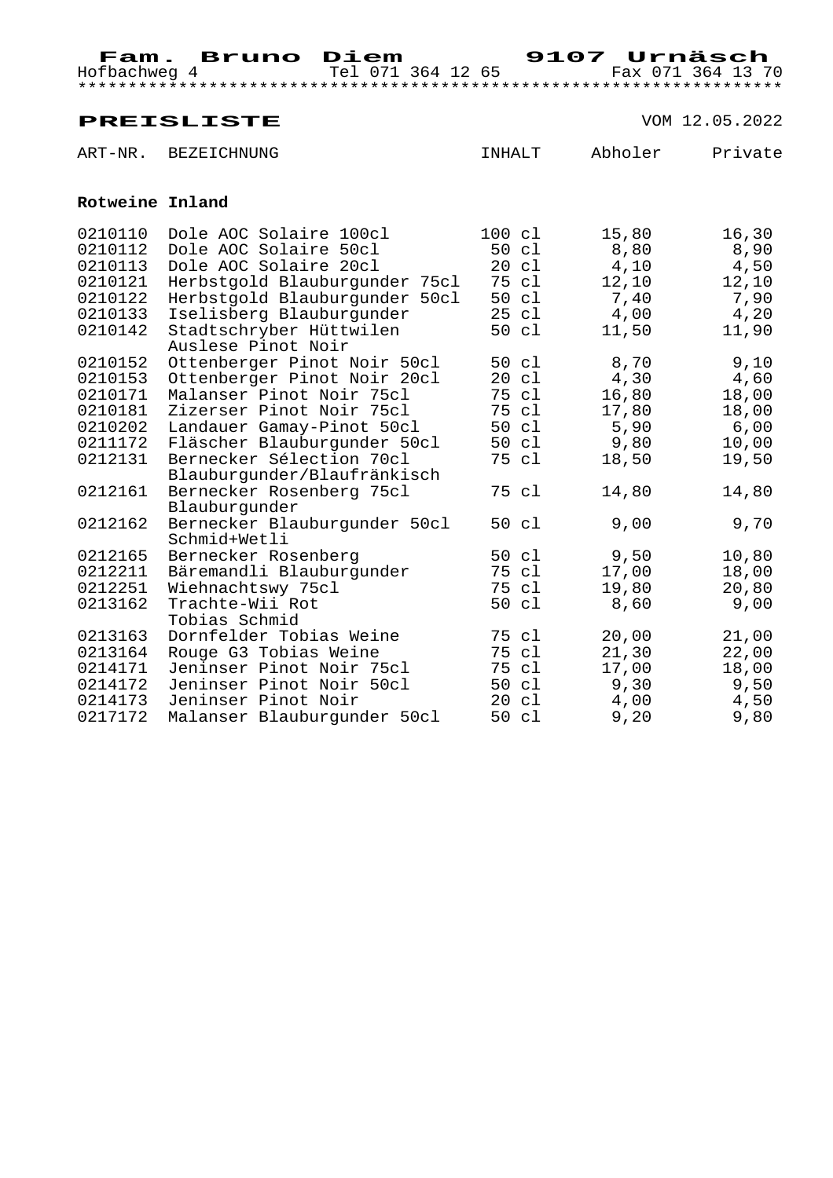**Fam. Bruno Diem** **9107 Urnäsch**
Hofbachweg 4 Tel 071 364 12 65 Fax 071 364 13 70

## PREISLISTE

VOM 12.05.2022

| ART-NR. | BEZEICHNUNG | INHALT | Abholer | Private |
|---|---|---|---|---|
| **Rotweine Inland** | | | | |
| 0210110 | Dole AOC Solaire 100cl | 100 cl | 15,80 | 16,30 |
| 0210112 | Dole AOC Solaire 50cl | 50 cl | 8,80 | 8,90 |
| 0210113 | Dole AOC Solaire 20cl | 20 cl | 4,10 | 4,50 |
| 0210121 | Herbstgold Blauburgunder 75cl | 75 cl | 12,10 | 12,10 |
| 0210122 | Herbstgold Blauburgunder 50cl | 50 cl | 7,40 | 7,90 |
| 0210133 | Iselisberg Blauburgunder | 25 cl | 4,00 | 4,20 |
| 0210142 | Stadtschryber Hüttwilen Auslese Pinot Noir | 50 cl | 11,50 | 11,90 |
| 0210152 | Ottenberger Pinot Noir 50cl | 50 cl | 8,70 | 9,10 |
| 0210153 | Ottenberger Pinot Noir 20cl | 20 cl | 4,30 | 4,60 |
| 0210171 | Malanser Pinot Noir 75cl | 75 cl | 16,80 | 18,00 |
| 0210181 | Zizerser Pinot Noir 75cl | 75 cl | 17,80 | 18,00 |
| 0210202 | Landauer Gamay-Pinot 50cl | 50 cl | 5,90 | 6,00 |
| 0211172 | Fläscher Blauburgunder 50cl | 50 cl | 9,80 | 10,00 |
| 0212131 | Bernecker Sélection 70cl Blauburgunder/Blaufränkisch | 75 cl | 18,50 | 19,50 |
| 0212161 | Bernecker Rosenberg 75cl Blauburgunder | 75 cl | 14,80 | 14,80 |
| 0212162 | Bernecker Blauburgunder 50cl Schmid+Wetli | 50 cl | 9,00 | 9,70 |
| 0212165 | Bernecker Rosenberg | 50 cl | 9,50 | 10,80 |
| 0212211 | Bäremandli Blauburgunder | 75 cl | 17,00 | 18,00 |
| 0212251 | Wiehnachtswy 75cl | 75 cl | 19,80 | 20,80 |
| 0213162 | Trachte-Wii Rot Tobias Schmid | 50 cl | 8,60 | 9,00 |
| 0213163 | Dornfelder Tobias Weine | 75 cl | 20,00 | 21,00 |
| 0213164 | Rouge G3 Tobias Weine | 75 cl | 21,30 | 22,00 |
| 0214171 | Jeninser Pinot Noir 75cl | 75 cl | 17,00 | 18,00 |
| 0214172 | Jeninser Pinot Noir 50cl | 50 cl | 9,30 | 9,50 |
| 0214173 | Jeninser Pinot Noir | 20 cl | 4,00 | 4,50 |
| 0217172 | Malanser Blauburgunder 50cl | 50 cl | 9,20 | 9,80 |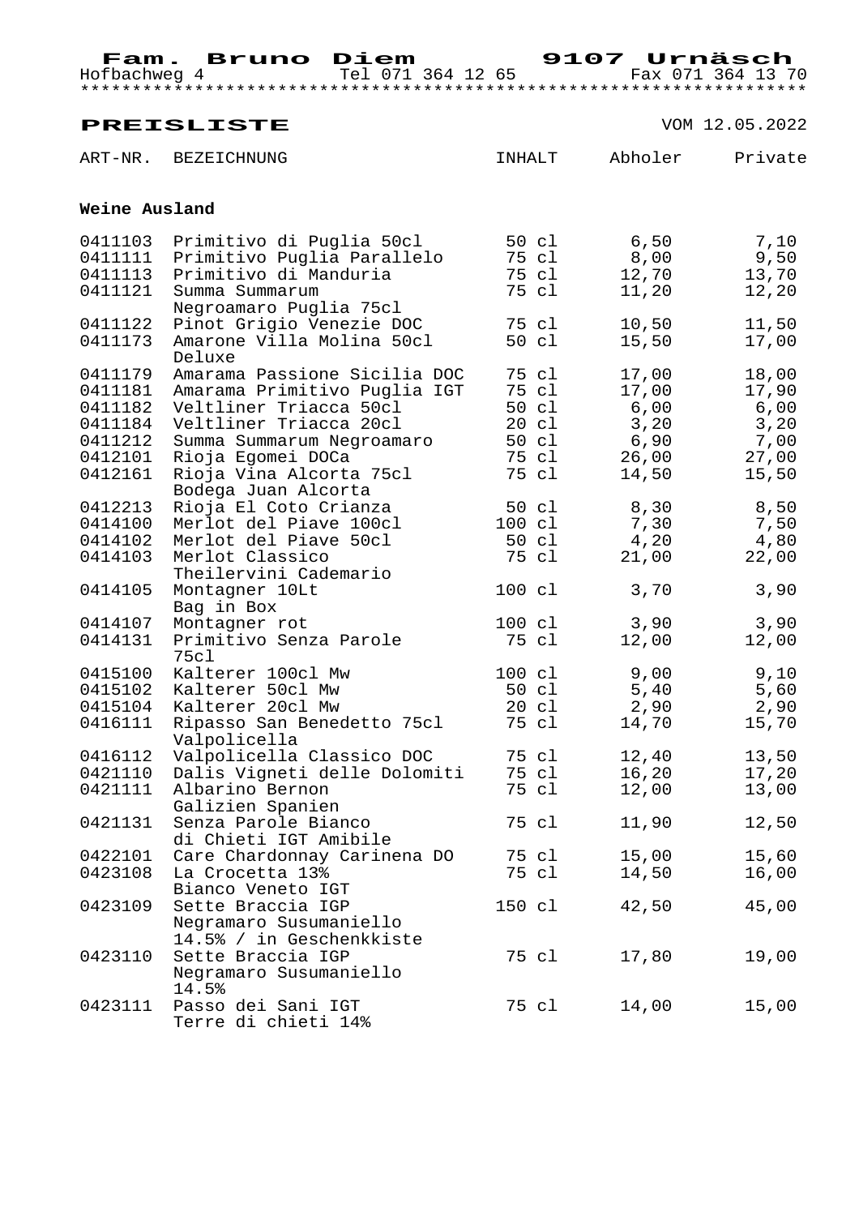**Fam. Bruno Diem** **9107 Urnäsch**
Hofbachweg 4 Tel 071 364 12 65 Fax 071 364 13 70

***********************************************************************

## PREISLISTE

VOM 12.05.2022

| ART-NR. | BEZEICHNUNG | INHALT | Abholer | Private |
|---|---|---|---|---|
| **Weine Ausland** | | | | |
| 0411103 | Primitivo di Puglia 50cl | 50 cl | 6,50 | 7,10 |
| 0411111 | Primitivo Puglia Parallelo | 75 cl | 8,00 | 9,50 |
| 0411113 | Primitivo di Manduria | 75 cl | 12,70 | 13,70 |
| 0411121 | Summa Summarum Negroamaro Puglia 75cl | 75 cl | 11,20 | 12,20 |
| 0411122 | Pinot Grigio Venezie DOC | 75 cl | 10,50 | 11,50 |
| 0411173 | Amarone Villa Molina 50cl Deluxe | 50 cl | 15,50 | 17,00 |
| 0411179 | Amarama Passione Sicilia DOC | 75 cl | 17,00 | 18,00 |
| 0411181 | Amarama Primitivo Puglia IGT | 75 cl | 17,00 | 17,90 |
| 0411182 | Veltliner Triacca 50cl | 50 cl | 6,00 | 6,00 |
| 0411184 | Veltliner Triacca 20cl | 20 cl | 3,20 | 3,20 |
| 0411212 | Summa Summarum Negroamaro | 50 cl | 6,90 | 7,00 |
| 0412101 | Rioja Egomei DOCa | 75 cl | 26,00 | 27,00 |
| 0412161 | Rioja Vina Alcorta 75cl Bodega Juan Alcorta | 75 cl | 14,50 | 15,50 |
| 0412213 | Rioja El Coto Crianza | 50 cl | 8,30 | 8,50 |
| 0414100 | Merlot del Piave 100cl | 100 cl | 7,30 | 7,50 |
| 0414102 | Merlot del Piave 50cl | 50 cl | 4,20 | 4,80 |
| 0414103 | Merlot Classico Theilervini Cademario | 75 cl | 21,00 | 22,00 |
| 0414105 | Montagner 10Lt Bag in Box | 100 cl | 3,70 | 3,90 |
| 0414107 | Montagner rot | 100 cl | 3,90 | 3,90 |
| 0414131 | Primitivo Senza Parole 75cl | 75 cl | 12,00 | 12,00 |
| 0415100 | Kalterer 100cl Mw | 100 cl | 9,00 | 9,10 |
| 0415102 | Kalterer 50cl Mw | 50 cl | 5,40 | 5,60 |
| 0415104 | Kalterer 20cl Mw | 20 cl | 2,90 | 2,90 |
| 0416111 | Ripasso San Benedetto 75cl Valpolicella | 75 cl | 14,70 | 15,70 |
| 0416112 | Valpolicella Classico DOC | 75 cl | 12,40 | 13,50 |
| 0421110 | Dalis Vigneti delle Dolomiti | 75 cl | 16,20 | 17,20 |
| 0421111 | Albarino Bernon Galizien Spanien | 75 cl | 12,00 | 13,00 |
| 0421131 | Senza Parole Bianco di Chieti IGT Amibile | 75 cl | 11,90 | 12,50 |
| 0422101 | Care Chardonnay Carinena DO | 75 cl | 15,00 | 15,60 |
| 0423108 | La Crocetta 13% Bianco Veneto IGT | 75 cl | 14,50 | 16,00 |
| 0423109 | Sette Braccia IGP Negramaro Susumaniello 14.5% / in Geschenkkiste | 150 cl | 42,50 | 45,00 |
| 0423110 | Sette Braccia IGP Negramaro Susumaniello 14.5% | 75 cl | 17,80 | 19,00 |
| 0423111 | Passo dei Sani IGT Terre di chieti 14% | 75 cl | 14,00 | 15,00 |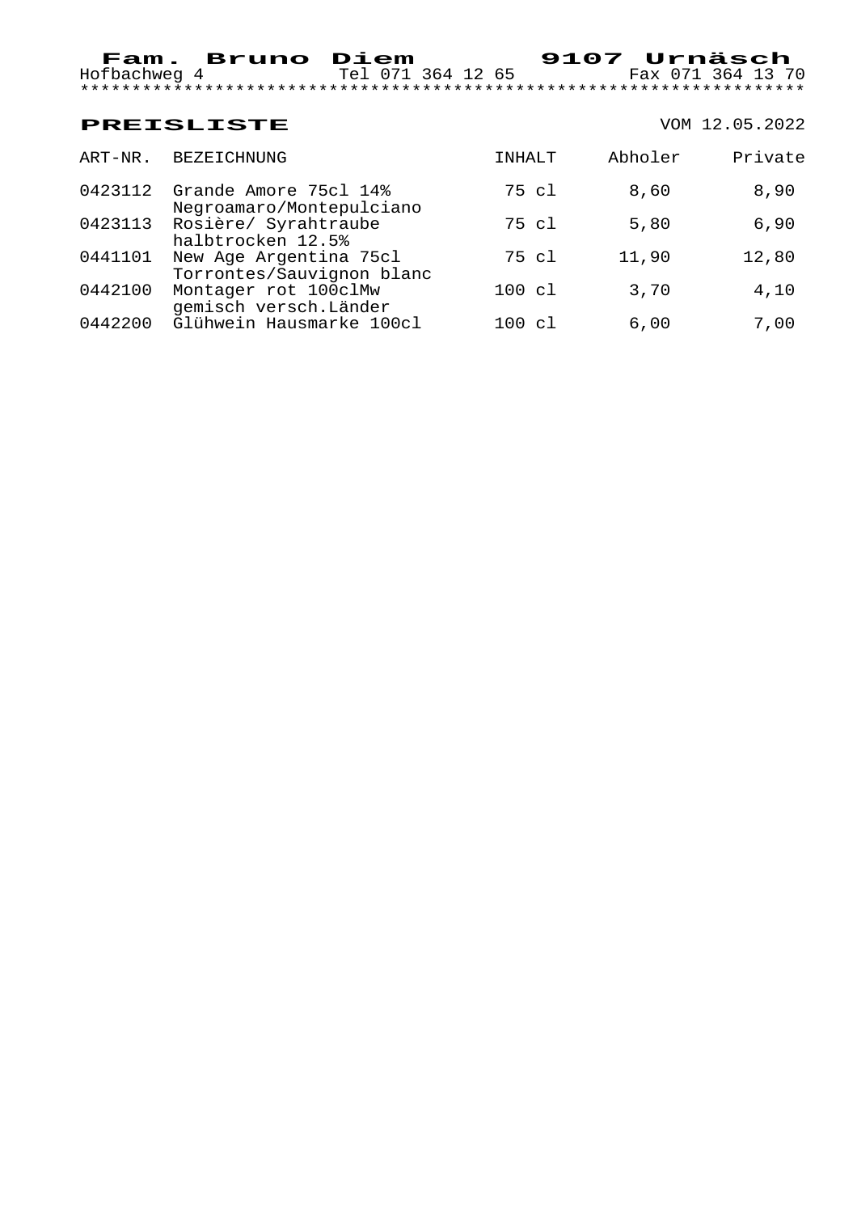**Fam. Bruno Diem** **9107 Urnäsch**

Hofbachweg 4 Tel 071 364 12 65 Fax 071 364 13 70

*********************************************************************

## PREISLISTE

VOM 12.05.2022

| ART-NR. | BEZEICHNUNG | INHALT | Abholer | Private |
|---|---|---|---|---|
| 0423112 | Grande Amore 75cl 14% Negroamaro/Montepulciano | 75 cl | 8,60 | 8,90 |
| 0423113 | Rosière/ Syrahtraube halbtrocken 12.5% | 75 cl | 5,80 | 6,90 |
| 0441101 | New Age Argentina 75cl Torrontes/Sauvignon blanc | 75 cl | 11,90 | 12,80 |
| 0442100 | Montager rot 100clMw gemisch versch.Länder | 100 cl | 3,70 | 4,10 |
| 0442200 | Glühwein Hausmarke 100cl | 100 cl | 6,00 | 7,00 |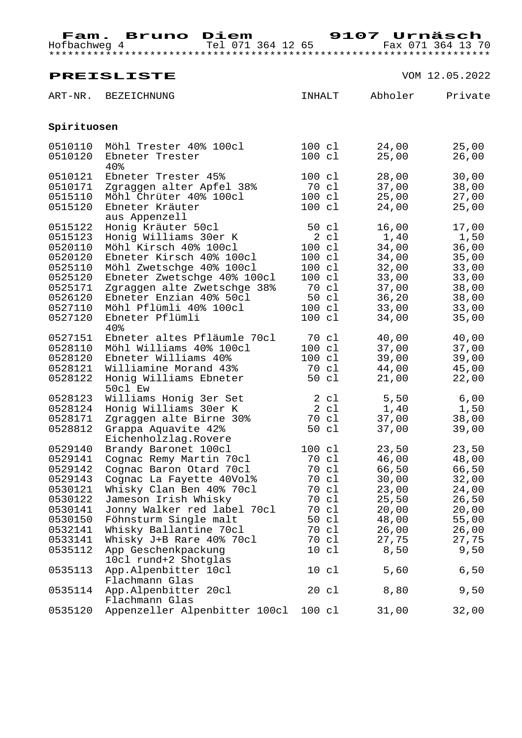**Fam. Bruno Diem** **9107 Urnäsch**
Hofbachweg 4 Tel 071 364 12 65 Fax 071 364 13 70

## PREISLISTE

VOM 12.05.2022

| ART-NR. | BEZEICHNUNG | INHALT | Abholer | Private |
|---|---|---|---|---|
| **Spirituosen** | | | | |
| 0510110 | Möhl Trester 40% 100cl | 100 cl | 24,00 | 25,00 |
| 0510120 | Ebneter Trester 40% | 100 cl | 25,00 | 26,00 |
| 0510121 | Ebneter Trester 45% | 100 cl | 28,00 | 30,00 |
| 0510171 | Zgraggen alter Apfel 38% | 70 cl | 37,00 | 38,00 |
| 0515110 | Möhl Chrüter 40% 100cl | 100 cl | 25,00 | 27,00 |
| 0515120 | Ebneter Kräuter aus Appenzell | 100 cl | 24,00 | 25,00 |
| 0515122 | Honig Kräuter 50cl | 50 cl | 16,00 | 17,00 |
| 0515123 | Honig Williams 30er K | 2 cl | 1,40 | 1,50 |
| 0520110 | Möhl Kirsch 40% 100cl | 100 cl | 34,00 | 36,00 |
| 0520120 | Ebneter Kirsch 40% 100cl | 100 cl | 34,00 | 35,00 |
| 0525110 | Möhl Zwetschge 40% 100cl | 100 cl | 32,00 | 33,00 |
| 0525120 | Ebneter Zwetschge 40% 100cl | 100 cl | 33,00 | 33,00 |
| 0525171 | Zgraggen alte Zwetschge 38% | 70 cl | 37,00 | 38,00 |
| 0526120 | Ebneter Enzian 40% 50cl | 50 cl | 36,20 | 38,00 |
| 0527110 | Möhl Pflümli 40% 100cl | 100 cl | 33,00 | 33,00 |
| 0527120 | Ebneter Pflümli 40% | 100 cl | 34,00 | 35,00 |
| 0527151 | Ebneter altes Pfläumle 70cl | 70 cl | 40,00 | 40,00 |
| 0528110 | Möhl Williams 40% 100cl | 100 cl | 37,00 | 37,00 |
| 0528120 | Ebneter Williams 40% | 100 cl | 39,00 | 39,00 |
| 0528121 | Williamine Morand 43% | 70 cl | 44,00 | 45,00 |
| 0528122 | Honig Williams Ebneter 50cl Ew | 50 cl | 21,00 | 22,00 |
| 0528123 | Williams Honig 3er Set | 2 cl | 5,50 | 6,00 |
| 0528124 | Honig Williams 30er K | 2 cl | 1,40 | 1,50 |
| 0528171 | Zgraggen alte Birne 30% | 70 cl | 37,00 | 38,00 |
| 0528812 | Grappa Aquavite 42% Eichenholzlag.Rovere | 50 cl | 37,00 | 39,00 |
| 0529140 | Brandy Baronet 100cl | 100 cl | 23,50 | 23,50 |
| 0529141 | Cognac Remy Martin 70cl | 70 cl | 46,00 | 48,00 |
| 0529142 | Cognac Baron Otard 70cl | 70 cl | 66,50 | 66,50 |
| 0529143 | Cognac La Fayette 40Vol% | 70 cl | 30,00 | 32,00 |
| 0530121 | Whisky Clan Ben 40% 70cl | 70 cl | 23,00 | 24,00 |
| 0530122 | Jameson Irish Whisky | 70 cl | 25,50 | 26,50 |
| 0530141 | Jonny Walker red label 70cl | 70 cl | 20,00 | 20,00 |
| 0530150 | Föhnsturm Single malt | 50 cl | 48,00 | 55,00 |
| 0532141 | Whisky Ballantine 70cl | 70 cl | 26,00 | 26,00 |
| 0533141 | Whisky J+B Rare 40% 70cl | 70 cl | 27,75 | 27,75 |
| 0535112 | App Geschenkpackung 10cl rund+2 Shotglas | 10 cl | 8,50 | 9,50 |
| 0535113 | App.Alpenbitter 10cl Flachmann Glas | 10 cl | 5,60 | 6,50 |
| 0535114 | App.Alpenbitter 20cl Flachmann Glas | 20 cl | 8,80 | 9,50 |
| 0535120 | Appenzeller Alpenbitter 100cl | 100 cl | 31,00 | 32,00 |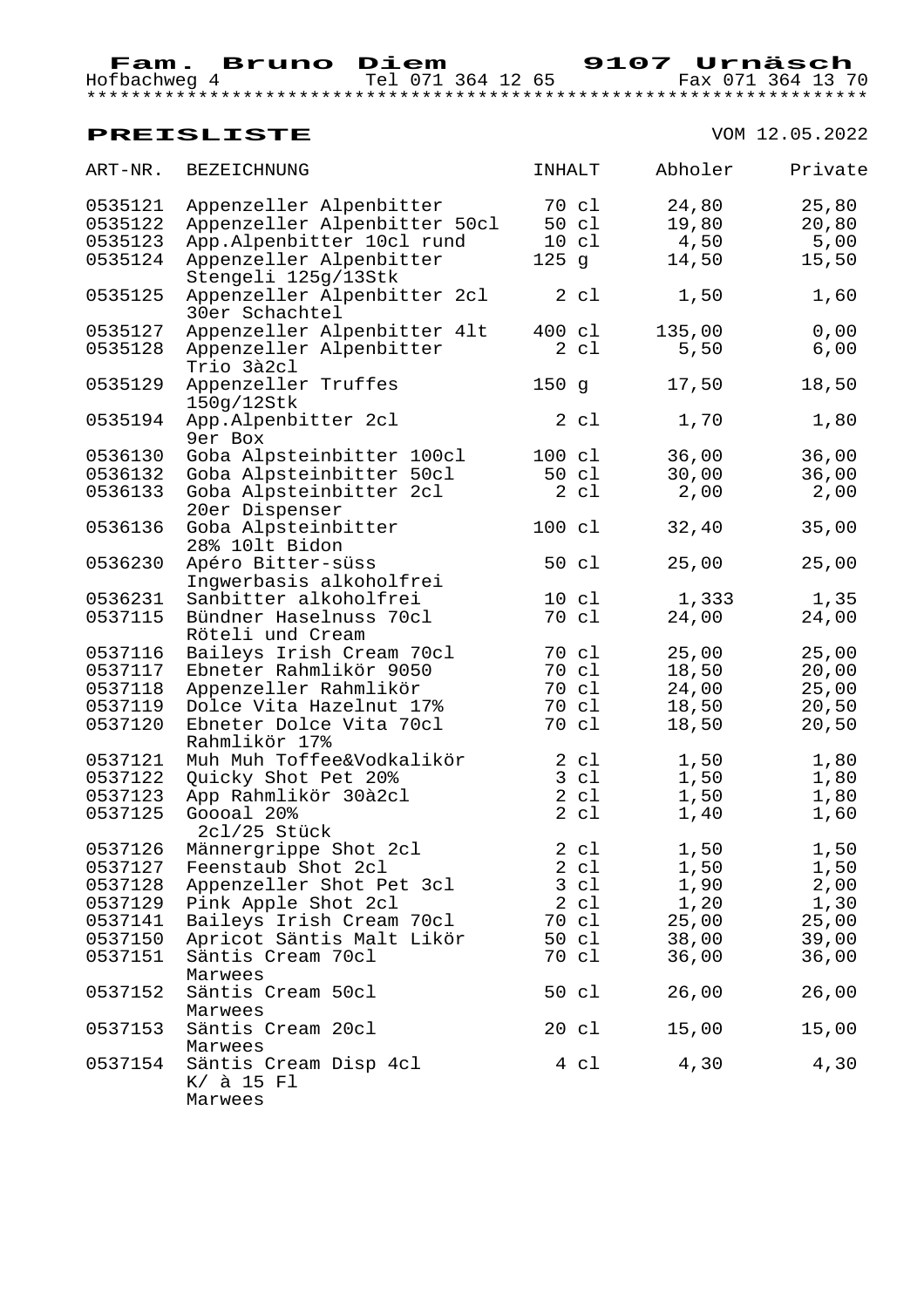**Fam. Bruno Diem** **9107 Urnäsch**
Hofbachweg 4 Tel 071 364 12 65 Fax 071 364 13 70

*******************************************************************

**PREISLISTE** VOM 12.05.2022

| ART-NR. | BEZEICHNUNG | INHALT | Abholer | Private |
|---|---|---|---|---|
| 0535121 | Appenzeller Alpenbitter | 70 cl | 24,80 | 25,80 |
| 0535122 | Appenzeller Alpenbitter 50cl | 50 cl | 19,80 | 20,80 |
| 0535123 | App.Alpenbitter 10cl rund | 10 cl | 4,50 | 5,00 |
| 0535124 | Appenzeller Alpenbitter Stengeli 125g/13Stk | 125 g | 14,50 | 15,50 |
| 0535125 | Appenzeller Alpenbitter 2cl 30er Schachtel | 2 cl | 1,50 | 1,60 |
| 0535127 | Appenzeller Alpenbitter 4lt | 400 cl | 135,00 | 0,00 |
| 0535128 | Appenzeller Alpenbitter Trio 3à2cl | 2 cl | 5,50 | 6,00 |
| 0535129 | Appenzeller Truffes 150g/12Stk | 150 g | 17,50 | 18,50 |
| 0535194 | App.Alpenbitter 2cl 9er Box | 2 cl | 1,70 | 1,80 |
| 0536130 | Goba Alpsteinbitter 100cl | 100 cl | 36,00 | 36,00 |
| 0536132 | Goba Alpsteinbitter 50cl | 50 cl | 30,00 | 36,00 |
| 0536133 | Goba Alpsteinbitter 2cl 20er Dispenser | 2 cl | 2,00 | 2,00 |
| 0536136 | Goba Alpsteinbitter 28% 10lt Bidon | 100 cl | 32,40 | 35,00 |
| 0536230 | Apéro Bitter-süss Ingwerbasis alkoholfrei | 50 cl | 25,00 | 25,00 |
| 0536231 | Sanbitter alkoholfrei | 10 cl | 1,333 | 1,35 |
| 0537115 | Bündner Haselnuss 70cl Röteli und Cream | 70 cl | 24,00 | 24,00 |
| 0537116 | Baileys Irish Cream 70cl | 70 cl | 25,00 | 25,00 |
| 0537117 | Ebneter Rahmlikör 9050 | 70 cl | 18,50 | 20,00 |
| 0537118 | Appenzeller Rahmlikör | 70 cl | 24,00 | 25,00 |
| 0537119 | Dolce Vita Hazelnut 17% | 70 cl | 18,50 | 20,50 |
| 0537120 | Ebneter Dolce Vita 70cl Rahmlikör 17% | 70 cl | 18,50 | 20,50 |
| 0537121 | Muh Muh Toffee&Vodkalikör | 2 cl | 1,50 | 1,80 |
| 0537122 | Quicky Shot Pet 20% | 3 cl | 1,50 | 1,80 |
| 0537123 | App Rahmlikör 30à2cl | 2 cl | 1,50 | 1,80 |
| 0537125 | Goooal 20% 2cl/25 Stück | 2 cl | 1,40 | 1,60 |
| 0537126 | Männergrippe Shot 2cl | 2 cl | 1,50 | 1,50 |
| 0537127 | Feenstaub Shot 2cl | 2 cl | 1,50 | 1,50 |
| 0537128 | Appenzeller Shot Pet 3cl | 3 cl | 1,90 | 2,00 |
| 0537129 | Pink Apple Shot 2cl | 2 cl | 1,20 | 1,30 |
| 0537141 | Baileys Irish Cream 70cl | 70 cl | 25,00 | 25,00 |
| 0537150 | Apricot Säntis Malt Likör | 50 cl | 38,00 | 39,00 |
| 0537151 | Säntis Cream 70cl Marwees | 70 cl | 36,00 | 36,00 |
| 0537152 | Säntis Cream 50cl Marwees | 50 cl | 26,00 | 26,00 |
| 0537153 | Säntis Cream 20cl Marwees | 20 cl | 15,00 | 15,00 |
| 0537154 | Säntis Cream Disp 4cl K/ à 15 Fl Marwees | 4 cl | 4,30 | 4,30 |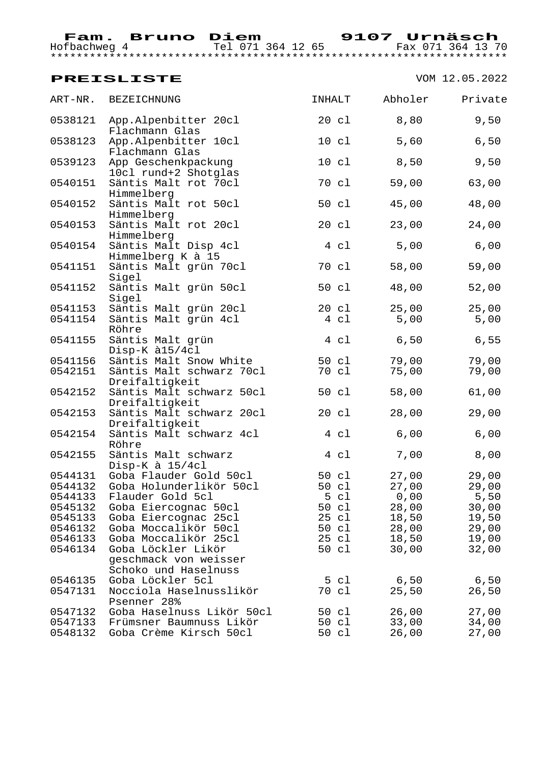**Fam. Bruno Diem** Hofbachweg 4 Tel 071 364 12 65 **9107 Urnäsch** Fax 071 364 13 70

*********************************************************************

## PREISLISTE

VOM 12.05.2022

| ART-NR. | BEZEICHNUNG | INHALT | Abholer | Private |
|---|---|---|---|---|
| 0538121 | App.Alpenbitter 20cl Flachmann Glas | 20 cl | 8,80 | 9,50 |
| 0538123 | App.Alpenbitter 10cl Flachmann Glas | 10 cl | 5,60 | 6,50 |
| 0539123 | App Geschenkpackung 10cl rund+2 Shotglas | 10 cl | 8,50 | 9,50 |
| 0540151 | Säntis Malt rot 70cl Himmelberg | 70 cl | 59,00 | 63,00 |
| 0540152 | Säntis Malt rot 50cl Himmelberg | 50 cl | 45,00 | 48,00 |
| 0540153 | Säntis Malt rot 20cl Himmelberg | 20 cl | 23,00 | 24,00 |
| 0540154 | Säntis Malt Disp 4cl Himmelberg K à 15 | 4 cl | 5,00 | 6,00 |
| 0541151 | Säntis Malt grün 70cl Sigel | 70 cl | 58,00 | 59,00 |
| 0541152 | Säntis Malt grün 50cl Sigel | 50 cl | 48,00 | 52,00 |
| 0541153 | Säntis Malt grün 20cl | 20 cl | 25,00 | 25,00 |
| 0541154 | Säntis Malt grün 4cl Röhre | 4 cl | 5,00 | 5,00 |
| 0541155 | Säntis Malt grün Disp-K à15/4cl | 4 cl | 6,50 | 6,55 |
| 0541156 | Säntis Malt Snow White | 50 cl | 79,00 | 79,00 |
| 0542151 | Säntis Malt schwarz 70cl Dreifaltigkeit | 70 cl | 75,00 | 79,00 |
| 0542152 | Säntis Malt schwarz 50cl Dreifaltigkeit | 50 cl | 58,00 | 61,00 |
| 0542153 | Säntis Malt schwarz 20cl Dreifaltigkeit | 20 cl | 28,00 | 29,00 |
| 0542154 | Säntis Malt schwarz 4cl Röhre | 4 cl | 6,00 | 6,00 |
| 0542155 | Säntis Malt schwarz Disp-K à 15/4cl | 4 cl | 7,00 | 8,00 |
| 0544131 | Goba Flauder Gold 50cl | 50 cl | 27,00 | 29,00 |
| 0544132 | Goba Holunderlikör 50cl | 50 cl | 27,00 | 29,00 |
| 0544133 | Flauder Gold 5cl | 5 cl | 0,00 | 5,50 |
| 0545132 | Goba Eiercognac 50cl | 50 cl | 28,00 | 30,00 |
| 0545133 | Goba Eiercognac 25cl | 25 cl | 18,50 | 19,50 |
| 0546132 | Goba Moccalikör 50cl | 50 cl | 28,00 | 29,00 |
| 0546133 | Goba Moccalikör 25cl | 25 cl | 18,50 | 19,00 |
| 0546134 | Goba Löckler Likör geschmack von weisser Schoko und Haselnuss | 50 cl | 30,00 | 32,00 |
| 0546135 | Goba Löckler 5cl | 5 cl | 6,50 | 6,50 |
| 0547131 | Nocciola Haselnusslikör Psenner 28% | 70 cl | 25,50 | 26,50 |
| 0547132 | Goba Haselnuss Likör 50cl | 50 cl | 26,00 | 27,00 |
| 0547133 | Frümsner Baumnuss Likör | 50 cl | 33,00 | 34,00 |
| 0548132 | Goba Crème Kirsch 50cl | 50 cl | 26,00 | 27,00 |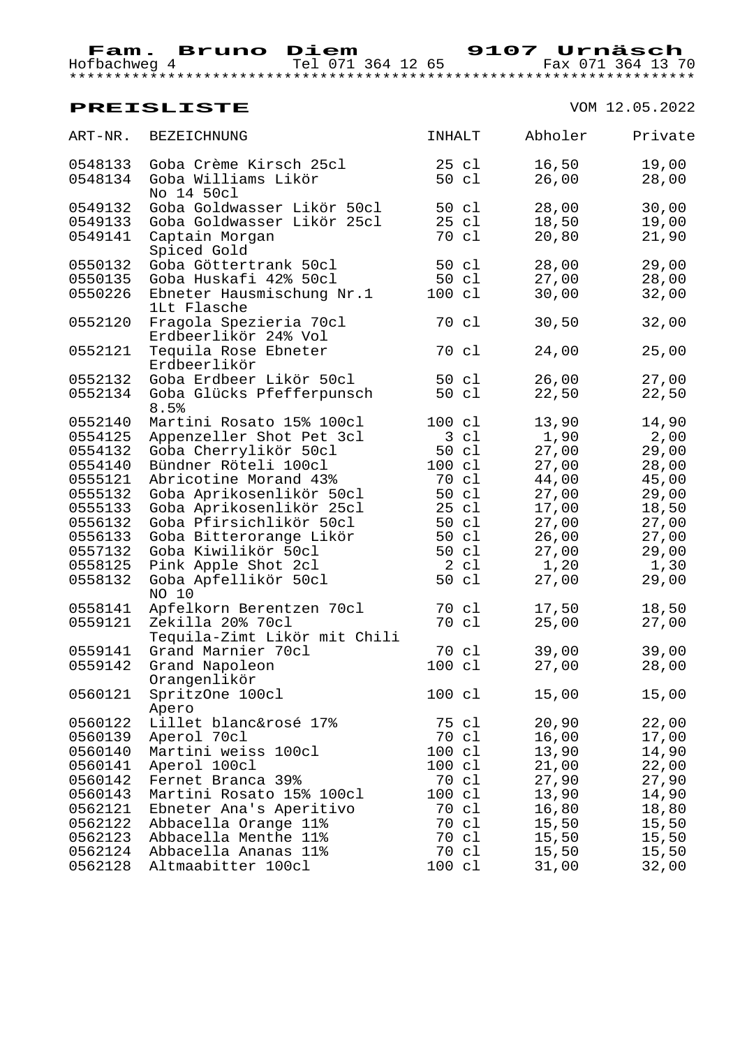**Fam. Bruno Diem** **9107 Urnäsch**
Hofbachweg 4 Tel 071 364 12 65 Fax 071 364 13 70

*********************************************************************

## PREISLISTE

VOM 12.05.2022

| ART-NR. | BEZEICHNUNG | INHALT | Abholer | Private |
|---|---|---|---|---|
| 0548133 | Goba Crème Kirsch 25cl | 25 cl | 16,50 | 19,00 |
| 0548134 | Goba Williams Likör No 14 50cl | 50 cl | 26,00 | 28,00 |
| 0549132 | Goba Goldwasser Likör 50cl | 50 cl | 28,00 | 30,00 |
| 0549133 | Goba Goldwasser Likör 25cl | 25 cl | 18,50 | 19,00 |
| 0549141 | Captain Morgan Spiced Gold | 70 cl | 20,80 | 21,90 |
| 0550132 | Goba Göttertrank 50cl | 50 cl | 28,00 | 29,00 |
| 0550135 | Goba Huskafi 42% 50cl | 50 cl | 27,00 | 28,00 |
| 0550226 | Ebneter Hausmischung Nr.1 1Lt Flasche | 100 cl | 30,00 | 32,00 |
| 0552120 | Fragola Spezieria 70cl Erdbeerlikör 24% Vol | 70 cl | 30,50 | 32,00 |
| 0552121 | Tequila Rose Ebneter Erdbeerlikör | 70 cl | 24,00 | 25,00 |
| 0552132 | Goba Erdbeer Likör 50cl | 50 cl | 26,00 | 27,00 |
| 0552134 | Goba Glücks Pfefferpunsch 8.5% | 50 cl | 22,50 | 22,50 |
| 0552140 | Martini Rosato 15% 100cl | 100 cl | 13,90 | 14,90 |
| 0554125 | Appenzeller Shot Pet 3cl | 3 cl | 1,90 | 2,00 |
| 0554132 | Goba Cherrylikör 50cl | 50 cl | 27,00 | 29,00 |
| 0554140 | Bündner Röteli 100cl | 100 cl | 27,00 | 28,00 |
| 0555121 | Abricotine Morand 43% | 70 cl | 44,00 | 45,00 |
| 0555132 | Goba Aprikosenlikör 50cl | 50 cl | 27,00 | 29,00 |
| 0555133 | Goba Aprikosenlikör 25cl | 25 cl | 17,00 | 18,50 |
| 0556132 | Goba Pfirsichlikör 50cl | 50 cl | 27,00 | 27,00 |
| 0556133 | Goba Bitterorange Likör | 50 cl | 26,00 | 27,00 |
| 0557132 | Goba Kiwilikör 50cl | 50 cl | 27,00 | 29,00 |
| 0558125 | Pink Apple Shot 2cl | 2 cl | 1,20 | 1,30 |
| 0558132 | Goba Apfellikör 50cl NO 10 | 50 cl | 27,00 | 29,00 |
| 0558141 | Apfelkorn Berentzen 70cl | 70 cl | 17,50 | 18,50 |
| 0559121 | Zekilla 20% 70cl Tequila-Zimt Likör mit Chili | 70 cl | 25,00 | 27,00 |
| 0559141 | Grand Marnier 70cl | 70 cl | 39,00 | 39,00 |
| 0559142 | Grand Napoleon Orangenlikör | 100 cl | 27,00 | 28,00 |
| 0560121 | SpritzOne 100cl Apero | 100 cl | 15,00 | 15,00 |
| 0560122 | Lillet blanc&rosé 17% | 75 cl | 20,90 | 22,00 |
| 0560139 | Aperol 70cl | 70 cl | 16,00 | 17,00 |
| 0560140 | Martini weiss 100cl | 100 cl | 13,90 | 14,90 |
| 0560141 | Aperol 100cl | 100 cl | 21,00 | 22,00 |
| 0560142 | Fernet Branca 39% | 70 cl | 27,90 | 27,90 |
| 0560143 | Martini Rosato 15% 100cl | 100 cl | 13,90 | 14,90 |
| 0562121 | Ebneter Ana's Aperitivo | 70 cl | 16,80 | 18,80 |
| 0562122 | Abbacella Orange 11% | 70 cl | 15,50 | 15,50 |
| 0562123 | Abbacella Menthe 11% | 70 cl | 15,50 | 15,50 |
| 0562124 | Abbacella Ananas 11% | 70 cl | 15,50 | 15,50 |
| 0562128 | Altmaabitter 100cl | 100 cl | 31,00 | 32,00 |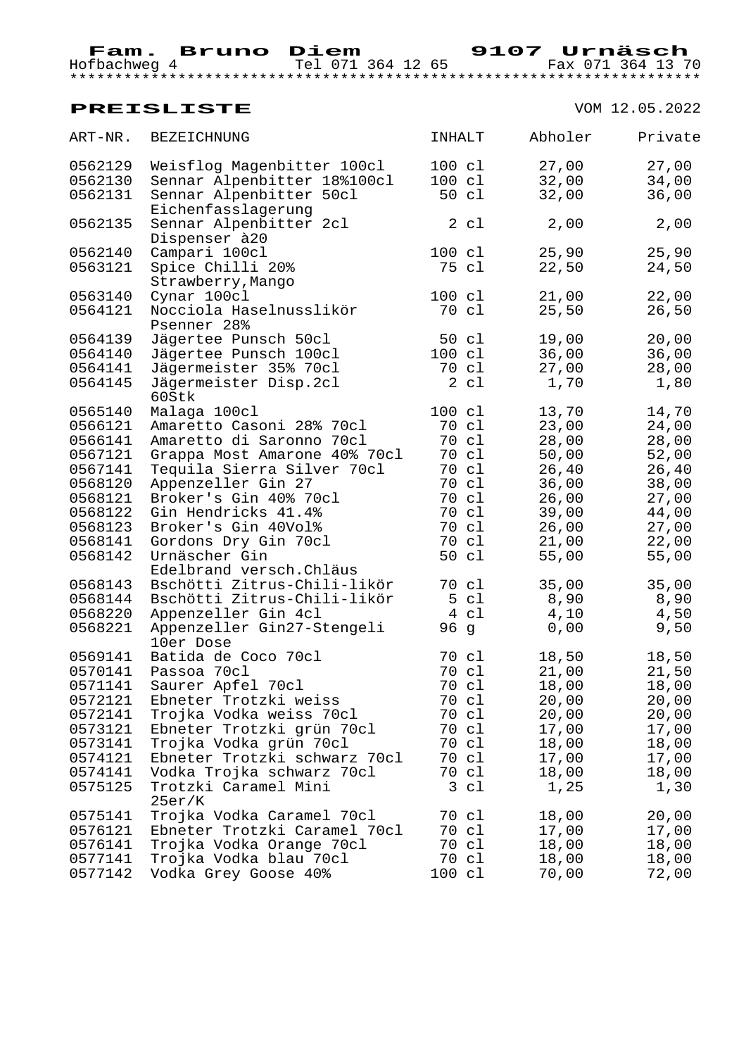**Fam. Bruno Diem** **9107 Urnäsch**

Hofbachweg 4 Tel 071 364 12 65 Fax 071 364 13 70

*******************************************************************

## PREISLISTE

VOM 12.05.2022

| ART-NR. | BEZEICHNUNG | INHALT | Abholer | Private |
|---|---|---|---|---|
| 0562129 | Weisflog Magenbitter 100cl | 100 cl | 27,00 | 27,00 |
| 0562130 | Sennar Alpenbitter 18%100cl | 100 cl | 32,00 | 34,00 |
| 0562131 | Sennar Alpenbitter 50cl Eichenfasslagerung | 50 cl | 32,00 | 36,00 |
| 0562135 | Sennar Alpenbitter 2cl Dispenser à20 | 2 cl | 2,00 | 2,00 |
| 0562140 | Campari 100cl | 100 cl | 25,90 | 25,90 |
| 0563121 | Spice Chilli 20% Strawberry,Mango | 75 cl | 22,50 | 24,50 |
| 0563140 | Cynar 100cl | 100 cl | 21,00 | 22,00 |
| 0564121 | Nocciola Haselnusslikör Psenner 28% | 70 cl | 25,50 | 26,50 |
| 0564139 | Jägertee Punsch 50cl | 50 cl | 19,00 | 20,00 |
| 0564140 | Jägertee Punsch 100cl | 100 cl | 36,00 | 36,00 |
| 0564141 | Jägermeister 35% 70cl | 70 cl | 27,00 | 28,00 |
| 0564145 | Jägermeister Disp.2cl 60Stk | 2 cl | 1,70 | 1,80 |
| 0565140 | Malaga 100cl | 100 cl | 13,70 | 14,70 |
| 0566121 | Amaretto Casoni 28% 70cl | 70 cl | 23,00 | 24,00 |
| 0566141 | Amaretto di Saronno 70cl | 70 cl | 28,00 | 28,00 |
| 0567121 | Grappa Most Amarone 40% 70cl | 70 cl | 50,00 | 52,00 |
| 0567141 | Tequila Sierra Silver 70cl | 70 cl | 26,40 | 26,40 |
| 0568120 | Appenzeller Gin 27 | 70 cl | 36,00 | 38,00 |
| 0568121 | Broker's Gin 40% 70cl | 70 cl | 26,00 | 27,00 |
| 0568122 | Gin Hendricks 41.4% | 70 cl | 39,00 | 44,00 |
| 0568123 | Broker's Gin 40Vol% | 70 cl | 26,00 | 27,00 |
| 0568141 | Gordons Dry Gin 70cl | 70 cl | 21,00 | 22,00 |
| 0568142 | Urnäscher Gin Edelbrand versch.Chläus | 50 cl | 55,00 | 55,00 |
| 0568143 | Bschötti Zitrus-Chili-likör | 70 cl | 35,00 | 35,00 |
| 0568144 | Bschötti Zitrus-Chili-likör | 5 cl | 8,90 | 8,90 |
| 0568220 | Appenzeller Gin 4cl | 4 cl | 4,10 | 4,50 |
| 0568221 | Appenzeller Gin27-Stengeli 10er Dose | 96 g | 0,00 | 9,50 |
| 0569141 | Batida de Coco 70cl | 70 cl | 18,50 | 18,50 |
| 0570141 | Passoa 70cl | 70 cl | 21,00 | 21,50 |
| 0571141 | Saurer Apfel 70cl | 70 cl | 18,00 | 18,00 |
| 0572121 | Ebneter Trotzki weiss | 70 cl | 20,00 | 20,00 |
| 0572141 | Trojka Vodka weiss 70cl | 70 cl | 20,00 | 20,00 |
| 0573121 | Ebneter Trotzki grün 70cl | 70 cl | 17,00 | 17,00 |
| 0573141 | Trojka Vodka grün 70cl | 70 cl | 18,00 | 18,00 |
| 0574121 | Ebneter Trotzki schwarz 70cl | 70 cl | 17,00 | 17,00 |
| 0574141 | Vodka Trojka schwarz 70cl | 70 cl | 18,00 | 18,00 |
| 0575125 | Trotzki Caramel Mini 25er/K | 3 cl | 1,25 | 1,30 |
| 0575141 | Trojka Vodka Caramel 70cl | 70 cl | 18,00 | 20,00 |
| 0576121 | Ebneter Trotzki Caramel 70cl | 70 cl | 17,00 | 17,00 |
| 0576141 | Trojka Vodka Orange 70cl | 70 cl | 18,00 | 18,00 |
| 0577141 | Trojka Vodka blau 70cl | 70 cl | 18,00 | 18,00 |
| 0577142 | Vodka Grey Goose 40% | 100 cl | 70,00 | 72,00 |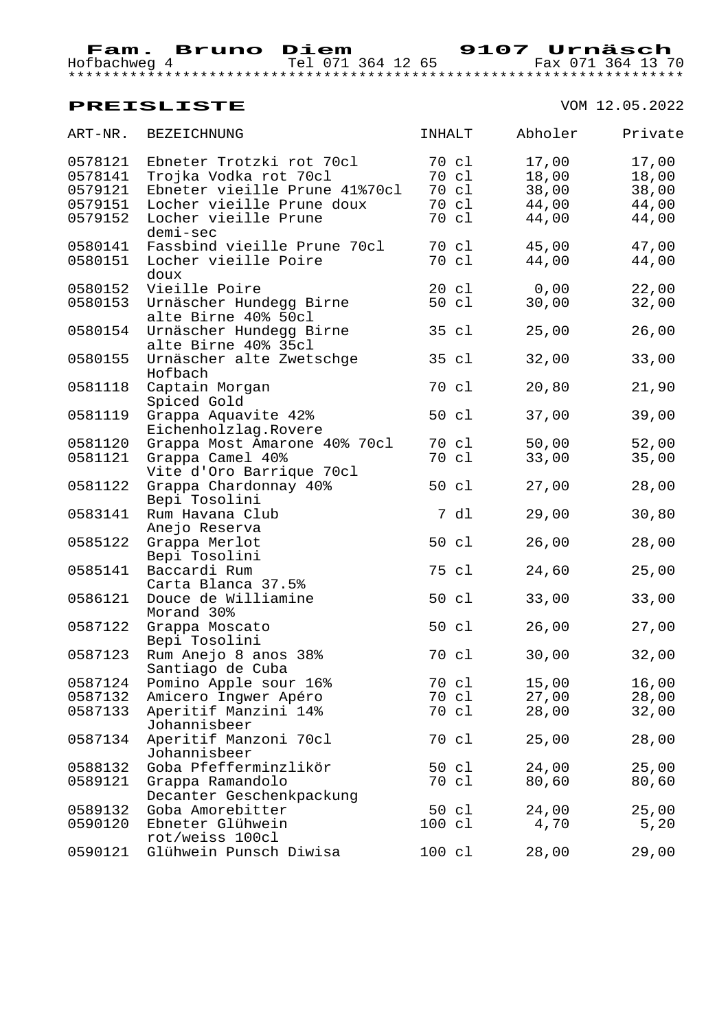**Fam. Bruno Diem** **9107 Urnäsch**
Hofbachweg 4 Tel 071 364 12 65 Fax 071 364 13 70

## PREISLISTE

VOM 12.05.2022

| ART-NR. | BEZEICHNUNG | INHALT | Abholer | Private |
|---|---|---|---|---|
| 0578121 | Ebneter Trotzki rot 70cl | 70 cl | 17,00 | 17,00 |
| 0578141 | Trojka Vodka rot 70cl | 70 cl | 18,00 | 18,00 |
| 0579121 | Ebneter vieille Prune 41%70cl | 70 cl | 38,00 | 38,00 |
| 0579151 | Locher vieille Prune doux | 70 cl | 44,00 | 44,00 |
| 0579152 | Locher vieille Prune demi-sec | 70 cl | 44,00 | 44,00 |
| 0580141 | Fassbind vieille Prune 70cl | 70 cl | 45,00 | 47,00 |
| 0580151 | Locher vieille Poire doux | 70 cl | 44,00 | 44,00 |
| 0580152 | Vieille Poire | 20 cl | 0,00 | 22,00 |
| 0580153 | Urnäscher Hundegg Birne alte Birne 40% 50cl | 50 cl | 30,00 | 32,00 |
| 0580154 | Urnäscher Hundegg Birne alte Birne 40% 35cl | 35 cl | 25,00 | 26,00 |
| 0580155 | Urnäscher alte Zwetschge Hofbach | 35 cl | 32,00 | 33,00 |
| 0581118 | Captain Morgan Spiced Gold | 70 cl | 20,80 | 21,90 |
| 0581119 | Grappa Aquavite 42% Eichenholzlag.Rovere | 50 cl | 37,00 | 39,00 |
| 0581120 | Grappa Most Amarone 40% 70cl | 70 cl | 50,00 | 52,00 |
| 0581121 | Grappa Camel 40% Vite d'Oro Barrique 70cl | 70 cl | 33,00 | 35,00 |
| 0581122 | Grappa Chardonnay 40% Bepi Tosolini | 50 cl | 27,00 | 28,00 |
| 0583141 | Rum Havana Club Anejo Reserva | 7 dl | 29,00 | 30,80 |
| 0585122 | Grappa Merlot Bepi Tosolini | 50 cl | 26,00 | 28,00 |
| 0585141 | Baccardi Rum Carta Blanca 37.5% | 75 cl | 24,60 | 25,00 |
| 0586121 | Douce de Williamine Morand 30% | 50 cl | 33,00 | 33,00 |
| 0587122 | Grappa Moscato Bepi Tosolini | 50 cl | 26,00 | 27,00 |
| 0587123 | Rum Anejo 8 anos 38% Santiago de Cuba | 70 cl | 30,00 | 32,00 |
| 0587124 | Pomino Apple sour 16% | 70 cl | 15,00 | 16,00 |
| 0587132 | Amicero Ingwer Apéro | 70 cl | 27,00 | 28,00 |
| 0587133 | Aperitif Manzini 14% Johannisbeer | 70 cl | 28,00 | 32,00 |
| 0587134 | Aperitif Manzoni 70cl Johannisbeer | 70 cl | 25,00 | 28,00 |
| 0588132 | Goba Pfefferminzlikör | 50 cl | 24,00 | 25,00 |
| 0589121 | Grappa Ramandolo Decanter Geschenkpackung | 70 cl | 80,60 | 80,60 |
| 0589132 | Goba Amorebitter | 50 cl | 24,00 | 25,00 |
| 0590120 | Ebneter Glühwein rot/weiss 100cl | 100 cl | 4,70 | 5,20 |
| 0590121 | Glühwein Punsch Diwisa | 100 cl | 28,00 | 29,00 |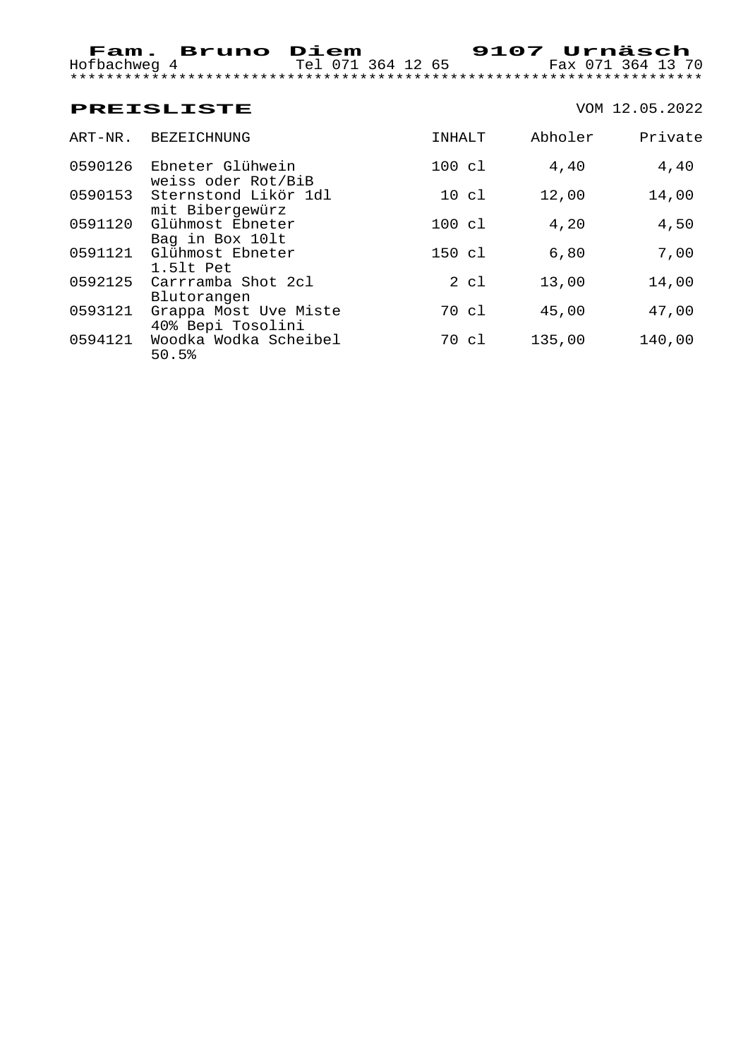**Fam. Bruno Diem** **9107 Urnäsch**

Hofbachweg 4 Tel 071 364 12 65 Fax 071 364 13 70

*********************************************************************

## PREISLISTE

VOM 12.05.2022

| ART-NR. | BEZEICHNUNG | INHALT | Abholer | Private |
|---|---|---|---|---|
| 0590126 | Ebneter Glühwein weiss oder Rot/BiB | 100 cl | 4,40 | 4,40 |
| 0590153 | Sternstond Likör 1dl mit Bibergewürz | 10 cl | 12,00 | 14,00 |
| 0591120 | Glühmost Ebneter Bag in Box 10lt | 100 cl | 4,20 | 4,50 |
| 0591121 | Glühmost Ebneter 1.5lt Pet | 150 cl | 6,80 | 7,00 |
| 0592125 | Carrramba Shot 2cl Blutorangen | 2 cl | 13,00 | 14,00 |
| 0593121 | Grappa Most Uve Miste 40% Bepi Tosolini | 70 cl | 45,00 | 47,00 |
| 0594121 | Woodka Wodka Scheibel 50.5% | 70 cl | 135,00 | 140,00 |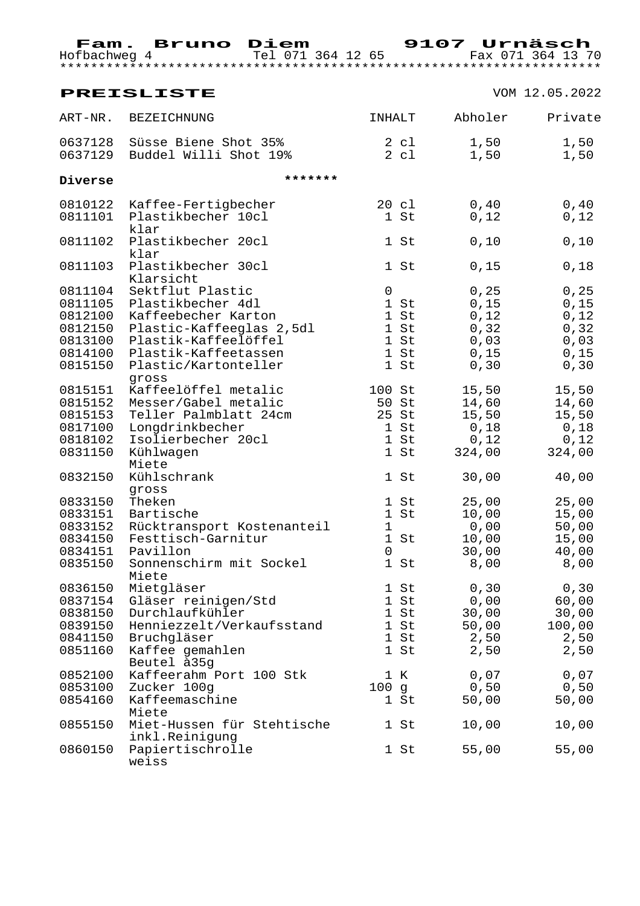**Fam. Bruno Diem** **9107 Urnäsch**
Hofbachweg 4 Tel 071 364 12 65 Fax 071 364 13 70

## PREISLISTE

VOM 12.05.2022

| ART-NR. | BEZEICHNUNG | INHALT | Abholer | Private |
|---|---|---|---|---|
| 0637128 | Süsse Biene Shot 35% | 2 cl | 1,50 | 1,50 |
| 0637129 | Buddel Willi Shot 19% | 2 cl | 1,50 | 1,50 |
| **Diverse** | ******* | | | |
| 0810122 | Kaffee-Fertigbecher | 20 cl | 0,40 | 0,40 |
| 0811101 | Plastikbecher 10cl klar | 1 St | 0,12 | 0,12 |
| 0811102 | Plastikbecher 20cl klar | 1 St | 0,10 | 0,10 |
| 0811103 | Plastikbecher 30cl Klarsicht | 1 St | 0,15 | 0,18 |
| 0811104 | Sektflut Plastic | 0 | 0,25 | 0,25 |
| 0811105 | Plastikbecher 4dl | 1 St | 0,15 | 0,15 |
| 0812100 | Kaffeebecher Karton | 1 St | 0,12 | 0,12 |
| 0812150 | Plastic-Kaffeeglas 2,5dl | 1 St | 0,32 | 0,32 |
| 0813100 | Plastik-Kaffeelöffel | 1 St | 0,03 | 0,03 |
| 0814100 | Plastik-Kaffeetassen | 1 St | 0,15 | 0,15 |
| 0815150 | Plastic/Kartonteller gross | 1 St | 0,30 | 0,30 |
| 0815151 | Kaffeelöffel metalic | 100 St | 15,50 | 15,50 |
| 0815152 | Messer/Gabel metalic | 50 St | 14,60 | 14,60 |
| 0815153 | Teller Palmblatt 24cm | 25 St | 15,50 | 15,50 |
| 0817100 | Longdrinkbecher | 1 St | 0,18 | 0,18 |
| 0818102 | Isolierbecher 20cl | 1 St | 0,12 | 0,12 |
| 0831150 | Kühlwagen Miete | 1 St | 324,00 | 324,00 |
| 0832150 | Kühlschrank gross | 1 St | 30,00 | 40,00 |
| 0833150 | Theken | 1 St | 25,00 | 25,00 |
| 0833151 | Bartische | 1 St | 10,00 | 15,00 |
| 0833152 | Rücktransport Kostenanteil | 1 | 0,00 | 50,00 |
| 0834150 | Festtisch-Garnitur | 1 St | 10,00 | 15,00 |
| 0834151 | Pavillon | 0 | 30,00 | 40,00 |
| 0835150 | Sonnenschirm mit Sockel Miete | 1 St | 8,00 | 8,00 |
| 0836150 | Mietgläser | 1 St | 0,30 | 0,30 |
| 0837154 | Gläser reinigen/Std | 1 St | 0,00 | 60,00 |
| 0838150 | Durchlaufkühler | 1 St | 30,00 | 30,00 |
| 0839150 | Henniezzelt/Verkaufsstand | 1 St | 50,00 | 100,00 |
| 0841150 | Bruchgläser | 1 St | 2,50 | 2,50 |
| 0851160 | Kaffee gemahlen Beutel à35g | 1 St | 2,50 | 2,50 |
| 0852100 | Kaffeerahm Port 100 Stk | 1 K | 0,07 | 0,07 |
| 0853100 | Zucker 100g | 100 g | 0,50 | 0,50 |
| 0854160 | Kaffeemaschine Miete | 1 St | 50,00 | 50,00 |
| 0855150 | Miet-Hussen für Stehtische inkl.Reinigung | 1 St | 10,00 | 10,00 |
| 0860150 | Papiertischrolle weiss | 1 St | 55,00 | 55,00 |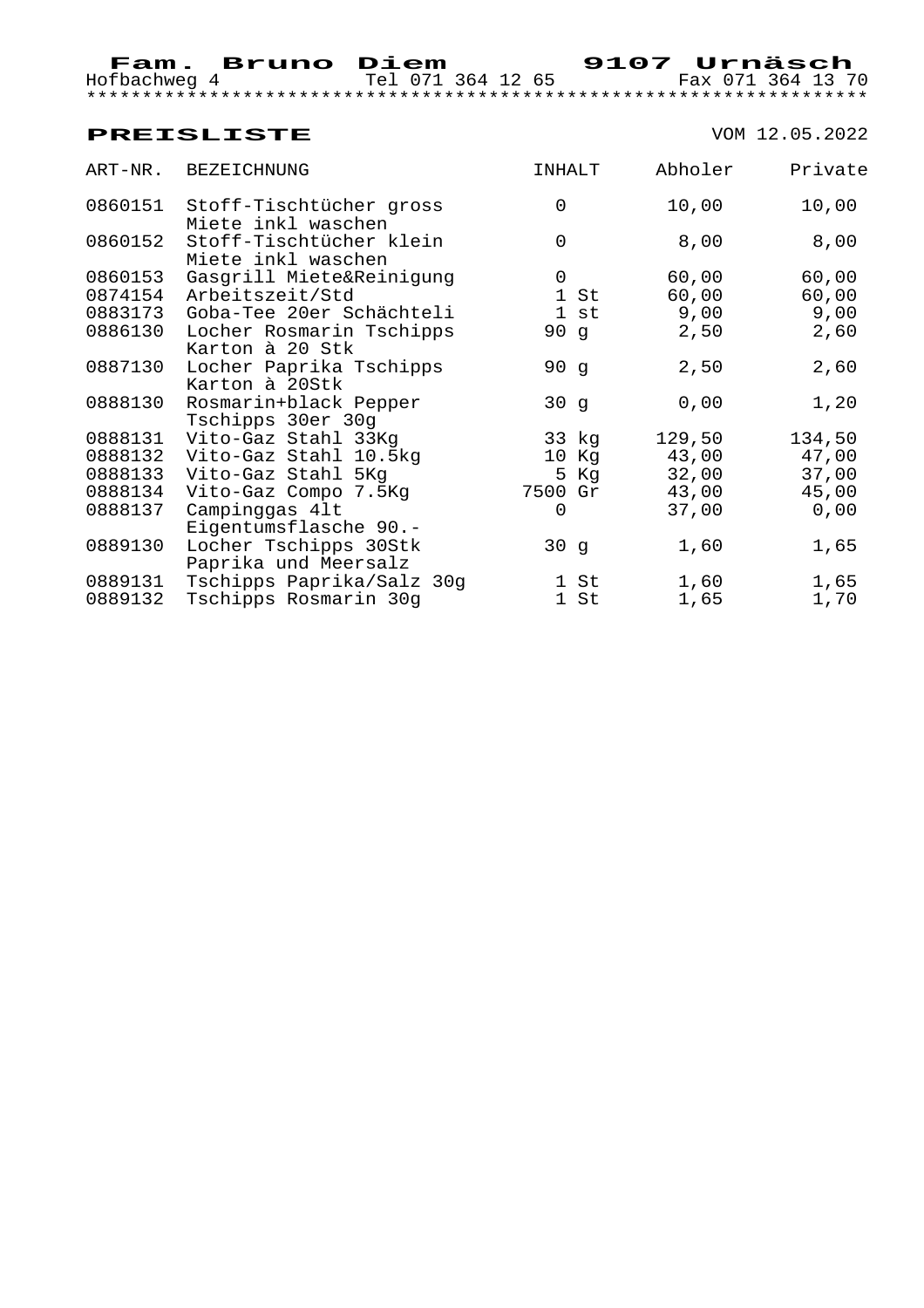**Fam. Bruno Diem** **9107 Urnäsch**

Hofbachweg 4 Tel 071 364 12 65 Fax 071 364 13 70

*********************************************************************

## PREISLISTE

VOM 12.05.2022

| ART-NR. | BEZEICHNUNG | INHALT | Abholer | Private |
|---|---|---|---|---|
| 0860151 | Stoff-Tischtücher gross<br>Miete inkl waschen | 0 | 10,00 | 10,00 |
| 0860152 | Stoff-Tischtücher klein<br>Miete inkl waschen | 0 | 8,00 | 8,00 |
| 0860153 | Gasgrill Miete&Reinigung | 0 | 60,00 | 60,00 |
| 0874154 | Arbeitszeit/Std | 1 St | 60,00 | 60,00 |
| 0883173 | Goba-Tee 20er Schächteli | 1 st | 9,00 | 9,00 |
| 0886130 | Locher Rosmarin Tschipps<br>Karton à 20 Stk | 90 g | 2,50 | 2,60 |
| 0887130 | Locher Paprika Tschipps<br>Karton à 20Stk | 90 g | 2,50 | 2,60 |
| 0888130 | Rosmarin+black Pepper<br>Tschipps 30er 30g | 30 g | 0,00 | 1,20 |
| 0888131 | Vito-Gaz Stahl 33Kg | 33 kg | 129,50 | 134,50 |
| 0888132 | Vito-Gaz Stahl 10.5kg | 10 Kg | 43,00 | 47,00 |
| 0888133 | Vito-Gaz Stahl 5Kg | 5 Kg | 32,00 | 37,00 |
| 0888134 | Vito-Gaz Compo 7.5Kg | 7500 Gr | 43,00 | 45,00 |
| 0888137 | Campinggas 4lt<br>Eigentumsflasche 90.- | 0 | 37,00 | 0,00 |
| 0889130 | Locher Tschipps 30Stk<br>Paprika und Meersalz | 30 g | 1,60 | 1,65 |
| 0889131 | Tschipps Paprika/Salz 30g | 1 St | 1,60 | 1,65 |
| 0889132 | Tschipps Rosmarin 30g | 1 St | 1,65 | 1,70 |